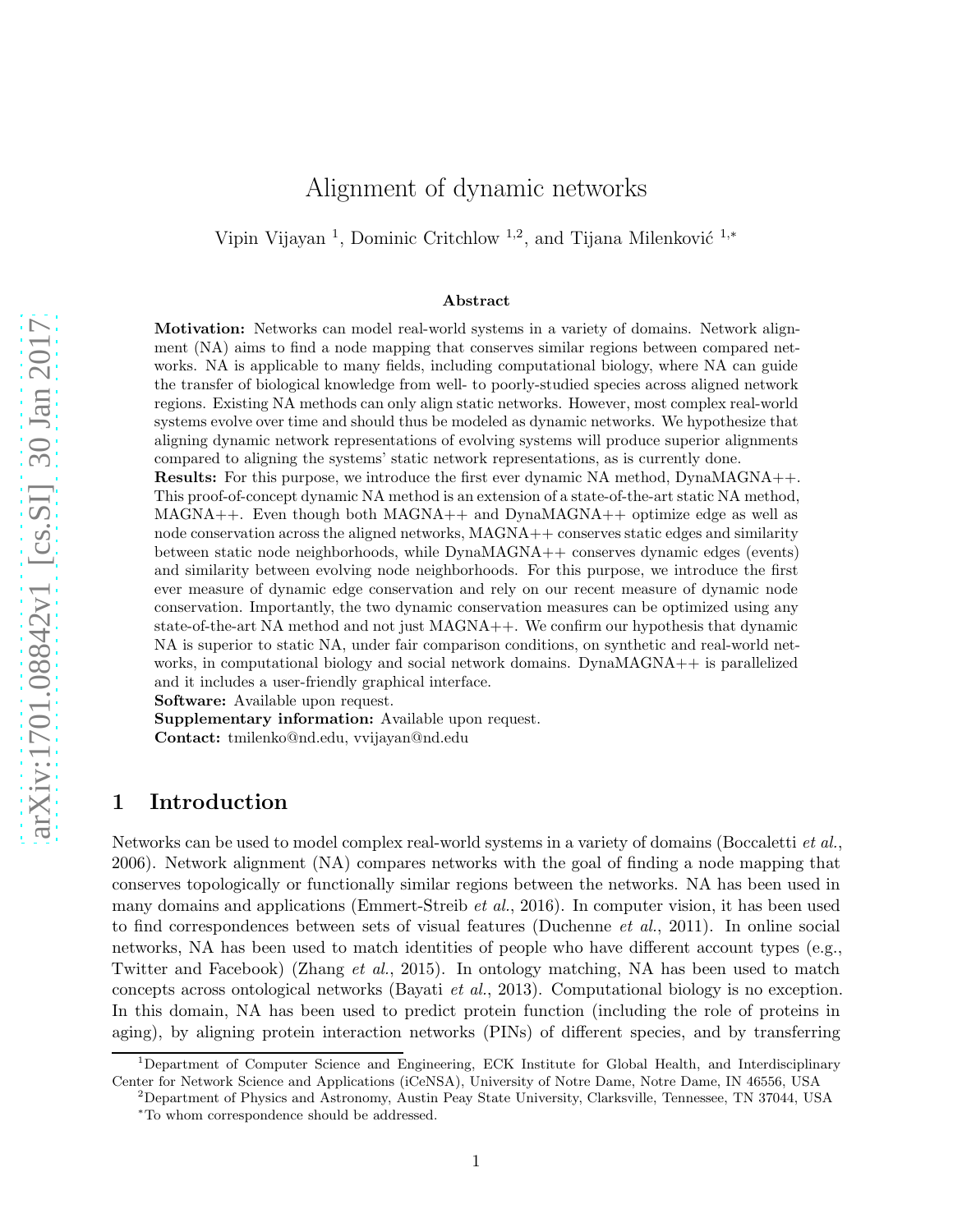# Alignment of dynamic networks

Vipin Vijayan [1], Dominic Critchlow [1,2], and Tijana Milenković [1,*]

### Abstract

**Motivation:** Networks can model real-world systems in a variety of domains. Network alignment (NA) aims to find a node mapping that conserves similar regions between compared networks. NA is applicable to many fields, including computational biology, where NA can guide the transfer of biological knowledge from well- to poorly-studied species across aligned network regions. Existing NA methods can only align static networks. However, most complex real-world systems evolve over time and should thus be modeled as dynamic networks. We hypothesize that aligning dynamic network representations of evolving systems will produce superior alignments compared to aligning the systems' static network representations, as is currently done.

**Results:** For this purpose, we introduce the first ever dynamic NA method, DynaMAGNA++. This proof-of-concept dynamic NA method is an extension of a state-of-the-art static NA method, MAGNA++. Even though both MAGNA++ and DynaMAGNA++ optimize edge as well as node conservation across the aligned networks, MAGNA++ conserves static edges and similarity between static node neighborhoods, while DynaMAGNA++ conserves dynamic edges (events) and similarity between evolving node neighborhoods. For this purpose, we introduce the first ever measure of dynamic edge conservation and rely on our recent measure of dynamic node conservation. Importantly, the two dynamic conservation measures can be optimized using any state-of-the-art NA method and not just MAGNA++. We confirm our hypothesis that dynamic NA is superior to static NA, under fair comparison conditions, on synthetic and real-world networks, in computational biology and social network domains. DynaMAGNA++ is parallelized and it includes a user-friendly graphical interface.

**Software:** Available upon request.

**Supplementary information:** Available upon request.

**Contact:** tmilenko@nd.edu, vvijayan@nd.edu

## 1 Introduction

Networks can be used to model complex real-world systems in a variety of domains (Boccaletti *et al.*, 2006). Network alignment (NA) compares networks with the goal of finding a node mapping that conserves topologically or functionally similar regions between the networks. NA has been used in many domains and applications (Emmert-Streib *et al.*, 2016). In computer vision, it has been used to find correspondences between sets of visual features (Duchenne *et al.*, 2011). In online social networks, NA has been used to match identities of people who have different account types (e.g., Twitter and Facebook) (Zhang *et al.*, 2015). In ontology matching, NA has been used to match concepts across ontological networks (Bayati *et al.*, 2013). Computational biology is no exception. In this domain, NA has been used to predict protein function (including the role of proteins in aging), by aligning protein interaction networks (PINs) of different species, and by transferring

---

[1] Department of Computer Science and Engineering, ECK Institute for Global Health, and Interdisciplinary Center for Network Science and Applications (iCeNSA), University of Notre Dame, Notre Dame, IN 46556, USA

[2] Department of Physics and Astronomy, Austin Peay State University, Clarksville, Tennessee, TN 37044, USA

[*] To whom correspondence should be addressed.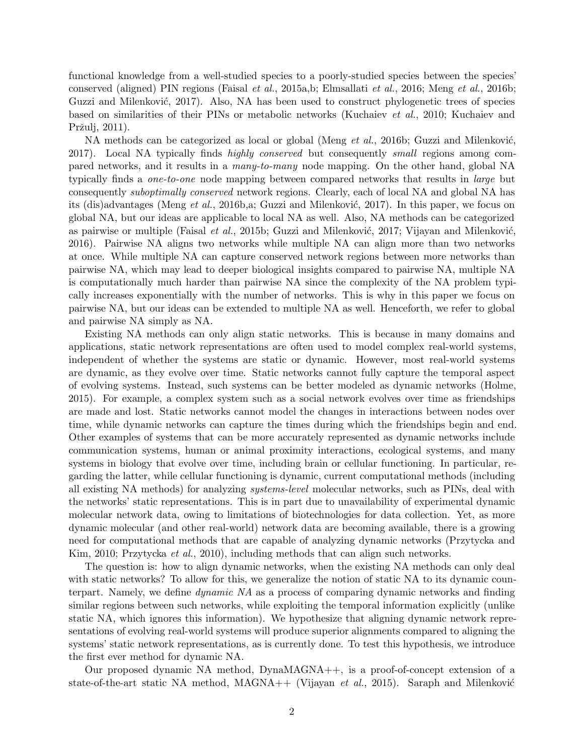functional knowledge from a well-studied species to a poorly-studied species between the species' conserved (aligned) PIN regions (Faisal *et al.*, 2015a,b; Elmsallati *et al.*, 2016; Meng *et al.*, 2016b; Guzzi and Milenković, 2017). Also, NA has been used to construct phylogenetic trees of species based on similarities of their PINs or metabolic networks (Kuchaiev *et al.*, 2010; Kuchaiev and Pržulj, 2011).

NA methods can be categorized as local or global (Meng *et al.*, 2016b; Guzzi and Milenković, 2017). Local NA typically finds *highly conserved* but consequently *small* regions among compared networks, and it results in a *many-to-many* node mapping. On the other hand, global NA typically finds a *one-to-one* node mapping between compared networks that results in *large* but consequently *suboptimally conserved* network regions. Clearly, each of local NA and global NA has its (dis)advantages (Meng *et al.*, 2016b,a; Guzzi and Milenković, 2017). In this paper, we focus on global NA, but our ideas are applicable to local NA as well. Also, NA methods can be categorized as pairwise or multiple (Faisal *et al.*, 2015b; Guzzi and Milenković, 2017; Vijayan and Milenković, 2016). Pairwise NA aligns two networks while multiple NA can align more than two networks at once. While multiple NA can capture conserved network regions between more networks than pairwise NA, which may lead to deeper biological insights compared to pairwise NA, multiple NA is computationally much harder than pairwise NA since the complexity of the NA problem typically increases exponentially with the number of networks. This is why in this paper we focus on pairwise NA, but our ideas can be extended to multiple NA as well. Henceforth, we refer to global and pairwise NA simply as NA.

Existing NA methods can only align static networks. This is because in many domains and applications, static network representations are often used to model complex real-world systems, independent of whether the systems are static or dynamic. However, most real-world systems are dynamic, as they evolve over time. Static networks cannot fully capture the temporal aspect of evolving systems. Instead, such systems can be better modeled as dynamic networks (Holme, 2015). For example, a complex system such as a social network evolves over time as friendships are made and lost. Static networks cannot model the changes in interactions between nodes over time, while dynamic networks can capture the times during which the friendships begin and end. Other examples of systems that can be more accurately represented as dynamic networks include communication systems, human or animal proximity interactions, ecological systems, and many systems in biology that evolve over time, including brain or cellular functioning. In particular, regarding the latter, while cellular functioning is dynamic, current computational methods (including all existing NA methods) for analyzing *systems-level* molecular networks, such as PINs, deal with the networks' static representations. This is in part due to unavailability of experimental dynamic molecular network data, owing to limitations of biotechnologies for data collection. Yet, as more dynamic molecular (and other real-world) network data are becoming available, there is a growing need for computational methods that are capable of analyzing dynamic networks (Przytycka and Kim, 2010; Przytycka *et al.*, 2010), including methods that can align such networks.

The question is: how to align dynamic networks, when the existing NA methods can only deal with static networks? To allow for this, we generalize the notion of static NA to its dynamic counterpart. Namely, we define *dynamic NA* as a process of comparing dynamic networks and finding similar regions between such networks, while exploiting the temporal information explicitly (unlike static NA, which ignores this information). We hypothesize that aligning dynamic network representations of evolving real-world systems will produce superior alignments compared to aligning the systems' static network representations, as is currently done. To test this hypothesis, we introduce the first ever method for dynamic NA.

Our proposed dynamic NA method, DynaMAGNA++, is a proof-of-concept extension of a state-of-the-art static NA method, MAGNA++ (Vijayan *et al.*, 2015). Saraph and Milenković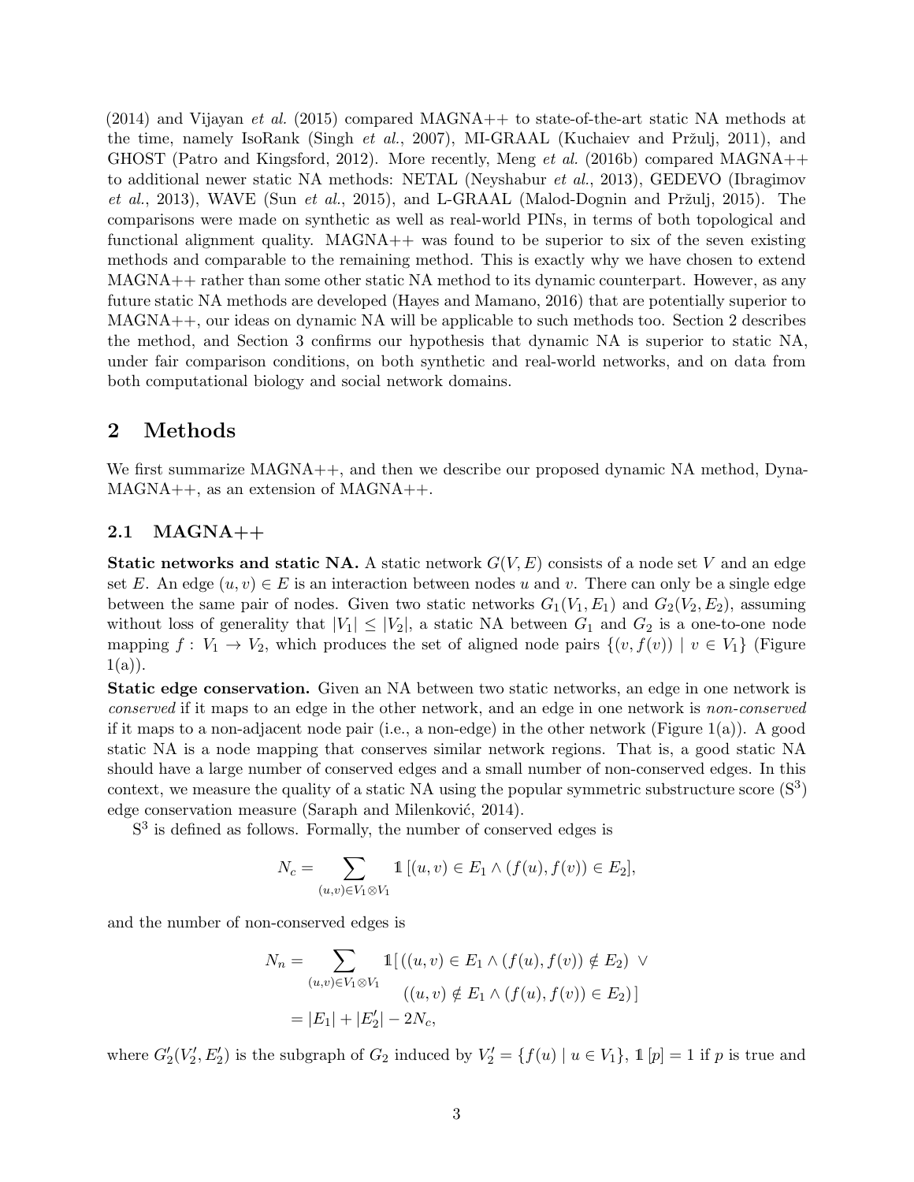(2014) and Vijayan *et al.* (2015) compared MAGNA++ to state-of-the-art static NA methods at the time, namely IsoRank (Singh *et al.*, 2007), MI-GRAAL (Kuchaiev and Pržulj, 2011), and GHOST (Patro and Kingsford, 2012). More recently, Meng *et al.* (2016b) compared MAGNA++ to additional newer static NA methods: NETAL (Neyshabur *et al.*, 2013), GEDEVO (Ibragimov *et al.*, 2013), WAVE (Sun *et al.*, 2015), and L-GRAAL (Malod-Dognin and Pržulj, 2015). The comparisons were made on synthetic as well as real-world PINs, in terms of both topological and functional alignment quality. MAGNA++ was found to be superior to six of the seven existing methods and comparable to the remaining method. This is exactly why we have chosen to extend MAGNA++ rather than some other static NA method to its dynamic counterpart. However, as any future static NA methods are developed (Hayes and Mamano, 2016) that are potentially superior to MAGNA++, our ideas on dynamic NA will be applicable to such methods too. Section 2 describes the method, and Section 3 confirms our hypothesis that dynamic NA is superior to static NA, under fair comparison conditions, on both synthetic and real-world networks, and on data from both computational biology and social network domains.

## 2 Methods

We first summarize MAGNA++, and then we describe our proposed dynamic NA method, DynaMAGNA++, as an extension of MAGNA++.

### 2.1 MAGNA++

**Static networks and static NA.** A static network $G(V, E)$ consists of a node set $V$ and an edge set $E$. An edge $(u, v) \in E$ is an interaction between nodes $u$ and $v$. There can only be a single edge between the same pair of nodes. Given two static networks $G_1(V_1, E_1)$ and $G_2(V_2, E_2)$, assuming without loss of generality that $|V_1| \leq |V_2|$, a static NA between $G_1$ and $G_2$ is a one-to-one node mapping $f : V_1 \to V_2$, which produces the set of aligned node pairs $\{(v, f(v)) \mid v \in V_1\}$ (Figure 1(a)).

**Static edge conservation.** Given an NA between two static networks, an edge in one network is *conserved* if it maps to an edge in the other network, and an edge in one network is *non-conserved* if it maps to a non-adjacent node pair (i.e., a non-edge) in the other network (Figure 1(a)). A good static NA is a node mapping that conserves similar network regions. That is, a good static NA should have a large number of conserved edges and a small number of non-conserved edges. In this context, we measure the quality of a static NA using the popular symmetric substructure score ($S^3$) edge conservation measure (Saraph and Milenković, 2014).

$S^3$ is defined as follows. Formally, the number of conserved edges is

$$N_c = \sum_{(u,v) \in V_1 \otimes V_1} \mathbb{1}\,[(u, v) \in E_1 \wedge (f(u), f(v)) \in E_2],$$

and the number of non-conserved edges is

$$\begin{aligned} N_n &= \sum_{(u,v) \in V_1 \otimes V_1} \mathbb{1}[\,((u, v) \in E_1 \wedge (f(u), f(v)) \notin E_2) \;\vee \\ &\qquad\qquad ((u, v) \notin E_1 \wedge (f(u), f(v)) \in E_2)\,] \\ &= |E_1| + |E_2'| - 2N_c, \end{aligned}$$

where $G_2'(V_2', E_2')$ is the subgraph of $G_2$ induced by $V_2' = \{f(u) \mid u \in V_1\}$, $\mathbb{1}\,[p] = 1$ if $p$ is true and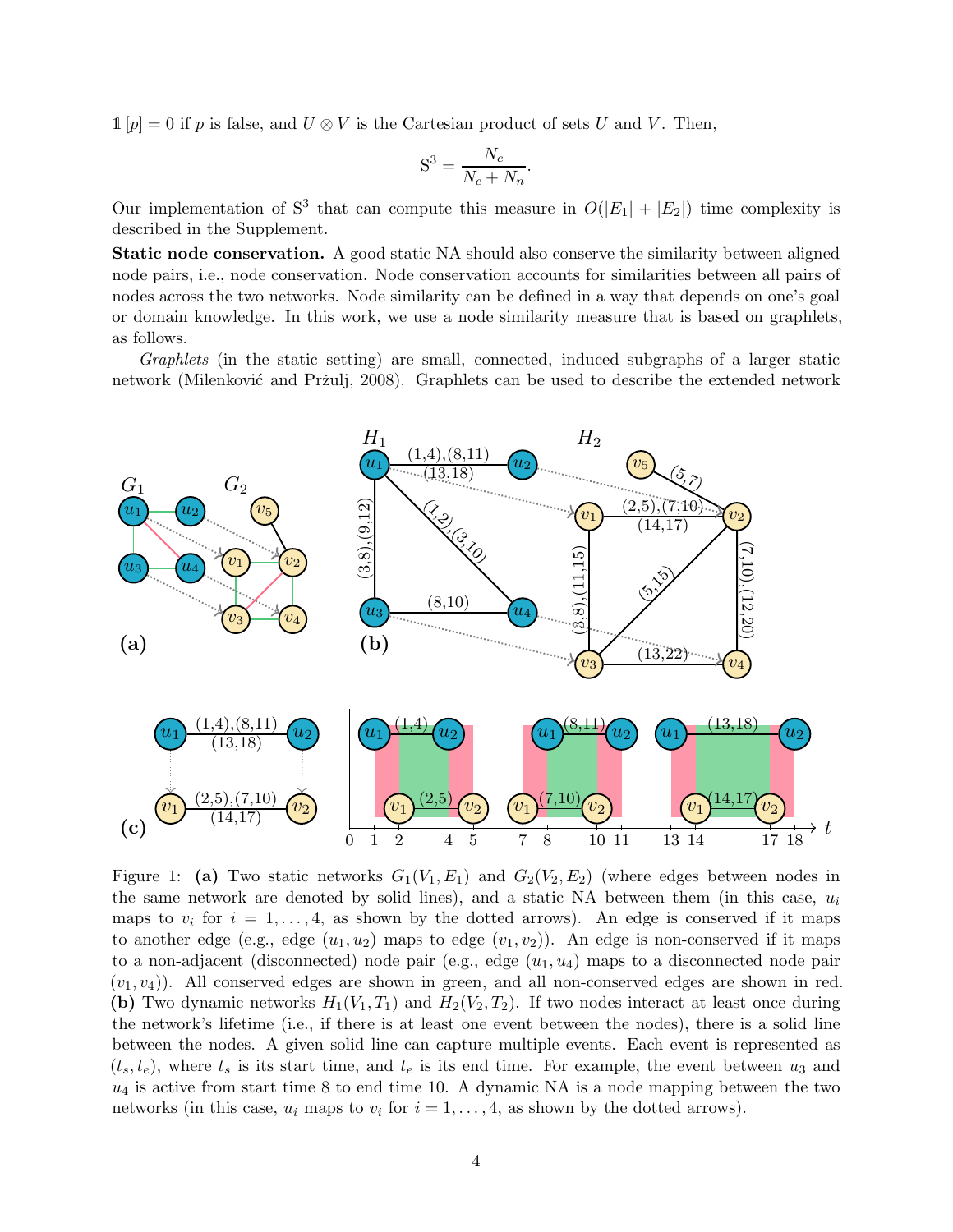$\mathbb{1}[p] = 0$ if $p$ is false, and $U \otimes V$ is the Cartesian product of sets $U$ and $V$. Then,

$$\mathrm{S}^3 = \frac{N_c}{N_c + N_n}.$$

Our implementation of $\mathrm{S}^3$ that can compute this measure in $O(|E_1| + |E_2|)$ time complexity is described in the Supplement.

**Static node conservation.** A good static NA should also conserve the similarity between aligned node pairs, i.e., node conservation. Node conservation accounts for similarities between all pairs of nodes across the two networks. Node similarity can be defined in a way that depends on one's goal or domain knowledge. In this work, we use a node similarity measure that is based on graphlets, as follows.

*Graphlets* (in the static setting) are small, connected, induced subgraphs of a larger static network (Milenković and Pržulj, 2008). Graphlets can be used to describe the extended network

Figure 1: **(a)** Two static networks $G_1(V_1, E_1)$ and $G_2(V_2, E_2)$ (where edges between nodes in the same network are denoted by solid lines), and a static NA between them (in this case, $u_i$ maps to $v_i$ for $i = 1, \ldots, 4$, as shown by the dotted arrows). An edge is conserved if it maps to another edge (e.g., edge $(u_1, u_2)$ maps to edge $(v_1, v_2)$). An edge is non-conserved if it maps to a non-adjacent (disconnected) node pair (e.g., edge $(u_1, u_4)$ maps to a disconnected node pair $(v_1, v_4)$). All conserved edges are shown in green, and all non-conserved edges are shown in red. **(b)** Two dynamic networks $H_1(V_1, T_1)$ and $H_2(V_2, T_2)$. If two nodes interact at least once during the network's lifetime (i.e., if there is at least one event between the nodes), there is a solid line between the nodes. A given solid line can capture multiple events. Each event is represented as $(t_s, t_e)$, where $t_s$ is its start time, and $t_e$ is its end time. For example, the event between $u_3$ and $u_4$ is active from start time 8 to end time 10. A dynamic NA is a node mapping between the two networks (in this case, $u_i$ maps to $v_i$ for $i = 1, \ldots, 4$, as shown by the dotted arrows).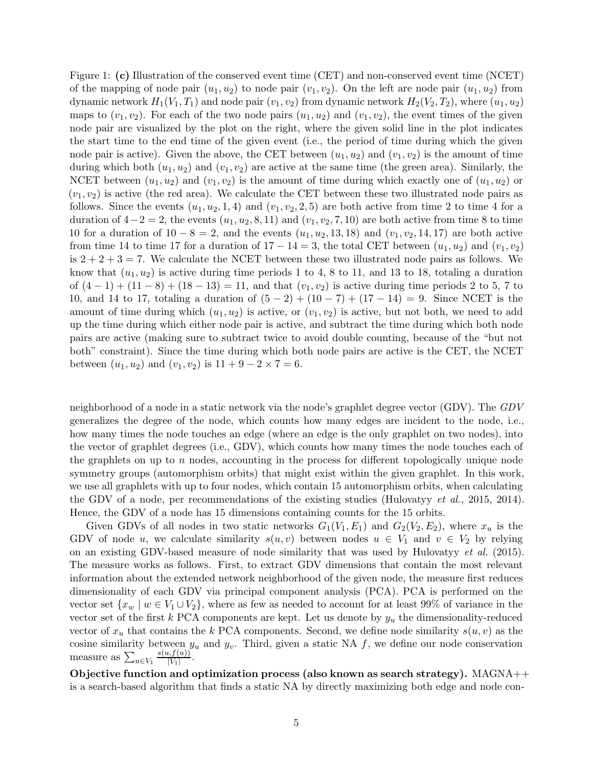Figure 1: **(c)** Illustration of the conserved event time (CET) and non-conserved event time (NCET) of the mapping of node pair $(u_1, u_2)$ to node pair $(v_1, v_2)$. On the left are node pair $(u_1, u_2)$ from dynamic network $H_1(V_1, T_1)$ and node pair $(v_1, v_2)$ from dynamic network $H_2(V_2, T_2)$, where $(u_1, u_2)$ maps to $(v_1, v_2)$. For each of the two node pairs $(u_1, u_2)$ and $(v_1, v_2)$, the event times of the given node pair are visualized by the plot on the right, where the given solid line in the plot indicates the start time to the end time of the given event (i.e., the period of time during which the given node pair is active). Given the above, the CET between $(u_1, u_2)$ and $(v_1, v_2)$ is the amount of time during which both $(u_1, u_2)$ and $(v_1, v_2)$ are active at the same time (the green area). Similarly, the NCET between $(u_1, u_2)$ and $(v_1, v_2)$ is the amount of time during which exactly one of $(u_1, u_2)$ or $(v_1, v_2)$ is active (the red area). We calculate the CET between these two illustrated node pairs as follows. Since the events $(u_1, u_2, 1, 4)$ and $(v_1, v_2, 2, 5)$ are both active from time 2 to time 4 for a duration of $4 - 2 = 2$, the events $(u_1, u_2, 8, 11)$ and $(v_1, v_2, 7, 10)$ are both active from time 8 to time 10 for a duration of $10 - 8 = 2$, and the events $(u_1, u_2, 13, 18)$ and $(v_1, v_2, 14, 17)$ are both active from time 14 to time 17 for a duration of $17 - 14 = 3$, the total CET between $(u_1, u_2)$ and $(v_1, v_2)$ is $2 + 2 + 3 = 7$. We calculate the NCET between these two illustrated node pairs as follows. We know that $(u_1, u_2)$ is active during time periods 1 to 4, 8 to 11, and 13 to 18, totaling a duration of $(4 - 1) + (11 - 8) + (18 - 13) = 11$, and that $(v_1, v_2)$ is active during time periods 2 to 5, 7 to 10, and 14 to 17, totaling a duration of $(5 - 2) + (10 - 7) + (17 - 14) = 9$. Since NCET is the amount of time during which $(u_1, u_2)$ is active, or $(v_1, v_2)$ is active, but not both, we need to add up the time during which either node pair is active, and subtract the time during which both node pairs are active (making sure to subtract twice to avoid double counting, because of the "but not both" constraint). Since the time during which both node pairs are active is the CET, the NCET between $(u_1, u_2)$ and $(v_1, v_2)$ is $11 + 9 - 2 \times 7 = 6$.

neighborhood of a node in a static network via the node's graphlet degree vector (GDV). The *GDV* generalizes the degree of the node, which counts how many edges are incident to the node, i.e., how many times the node touches an edge (where an edge is the only graphlet on two nodes), into the vector of graphlet degrees (i.e., GDV), which counts how many times the node touches each of the graphlets on up to $n$ nodes, accounting in the process for different topologically unique node symmetry groups (automorphism orbits) that might exist within the given graphlet. In this work, we use all graphlets with up to four nodes, which contain 15 automorphism orbits, when calculating the GDV of a node, per recommendations of the existing studies (Hulovatyy *et al.*, 2015, 2014). Hence, the GDV of a node has 15 dimensions containing counts for the 15 orbits.

Given GDVs of all nodes in two static networks $G_1(V_1, E_1)$ and $G_2(V_2, E_2)$, where $x_u$ is the GDV of node $u$, we calculate similarity $s(u, v)$ between nodes $u \in V_1$ and $v \in V_2$ by relying on an existing GDV-based measure of node similarity that was used by Hulovatyy *et al.* (2015). The measure works as follows. First, to extract GDV dimensions that contain the most relevant information about the extended network neighborhood of the given node, the measure first reduces dimensionality of each GDV via principal component analysis (PCA). PCA is performed on the vector set $\{x_w \mid w \in V_1 \cup V_2\}$, where as few as needed to account for at least 99% of variance in the vector set of the first $k$ PCA components are kept. Let us denote by $y_u$ the dimensionality-reduced vector of $x_u$ that contains the $k$ PCA components. Second, we define node similarity $s(u, v)$ as the cosine similarity between $y_u$ and $y_v$. Third, given a static NA $f$, we define our node conservation measure as $\sum_{u \in V_1} \frac{s(u, f(u))}{|V_1|}$.

**Objective function and optimization process (also known as search strategy).** MAGNA++ is a search-based algorithm that finds a static NA by directly maximizing both edge and node con-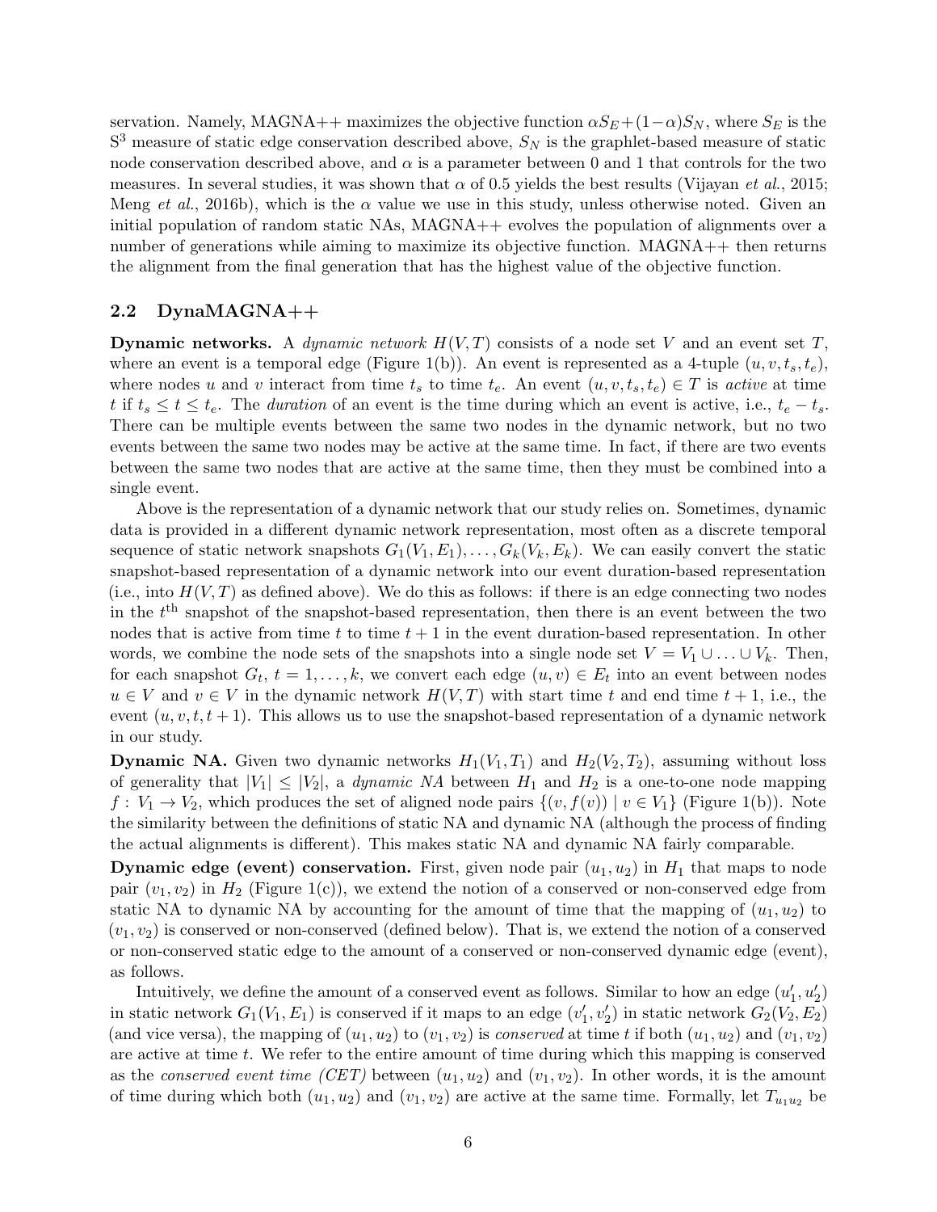servation. Namely, MAGNA++ maximizes the objective function $\alpha S_E + (1-\alpha) S_N$, where $S_E$ is the $S^3$ measure of static edge conservation described above, $S_N$ is the graphlet-based measure of static node conservation described above, and $\alpha$ is a parameter between 0 and 1 that controls for the two measures. In several studies, it was shown that $\alpha$ of 0.5 yields the best results (Vijayan *et al.*, 2015; Meng *et al.*, 2016b), which is the $\alpha$ value we use in this study, unless otherwise noted. Given an initial population of random static NAs, MAGNA++ evolves the population of alignments over a number of generations while aiming to maximize its objective function. MAGNA++ then returns the alignment from the final generation that has the highest value of the objective function.

## 2.2 DynaMAGNA++

**Dynamic networks.** A *dynamic network* $H(V, T)$ consists of a node set $V$ and an event set $T$, where an event is a temporal edge (Figure 1(b)). An event is represented as a 4-tuple $(u, v, t_s, t_e)$, where nodes $u$ and $v$ interact from time $t_s$ to time $t_e$. An event $(u, v, t_s, t_e) \in T$ is *active* at time $t$ if $t_s \leq t \leq t_e$. The *duration* of an event is the time during which an event is active, i.e., $t_e - t_s$. There can be multiple events between the same two nodes in the dynamic network, but no two events between the same two nodes may be active at the same time. In fact, if there are two events between the same two nodes that are active at the same time, then they must be combined into a single event.

Above is the representation of a dynamic network that our study relies on. Sometimes, dynamic data is provided in a different dynamic network representation, most often as a discrete temporal sequence of static network snapshots $G_1(V_1, E_1), \ldots, G_k(V_k, E_k)$. We can easily convert the static snapshot-based representation of a dynamic network into our event duration-based representation (i.e., into $H(V, T)$ as defined above). We do this as follows: if there is an edge connecting two nodes in the $t^{\text{th}}$ snapshot of the snapshot-based representation, then there is an event between the two nodes that is active from time $t$ to time $t+1$ in the event duration-based representation. In other words, we combine the node sets of the snapshots into a single node set $V = V_1 \cup \ldots \cup V_k$. Then, for each snapshot $G_t$, $t = 1, \ldots, k$, we convert each edge $(u, v) \in E_t$ into an event between nodes $u \in V$ and $v \in V$ in the dynamic network $H(V, T)$ with start time $t$ and end time $t+1$, i.e., the event $(u, v, t, t+1)$. This allows us to use the snapshot-based representation of a dynamic network in our study.

**Dynamic NA.** Given two dynamic networks $H_1(V_1, T_1)$ and $H_2(V_2, T_2)$, assuming without loss of generality that $|V_1| \leq |V_2|$, a *dynamic NA* between $H_1$ and $H_2$ is a one-to-one node mapping $f : V_1 \to V_2$, which produces the set of aligned node pairs $\{(v, f(v)) \mid v \in V_1\}$ (Figure 1(b)). Note the similarity between the definitions of static NA and dynamic NA (although the process of finding the actual alignments is different). This makes static NA and dynamic NA fairly comparable.

**Dynamic edge (event) conservation.** First, given node pair $(u_1, u_2)$ in $H_1$ that maps to node pair $(v_1, v_2)$ in $H_2$ (Figure 1(c)), we extend the notion of a conserved or non-conserved edge from static NA to dynamic NA by accounting for the amount of time that the mapping of $(u_1, u_2)$ to $(v_1, v_2)$ is conserved or non-conserved (defined below). That is, we extend the notion of a conserved or non-conserved static edge to the amount of a conserved or non-conserved dynamic edge (event), as follows.

Intuitively, we define the amount of a conserved event as follows. Similar to how an edge $(u_1', u_2')$ in static network $G_1(V_1, E_1)$ is conserved if it maps to an edge $(v_1', v_2')$ in static network $G_2(V_2, E_2)$ (and vice versa), the mapping of $(u_1, u_2)$ to $(v_1, v_2)$ is *conserved* at time $t$ if both $(u_1, u_2)$ and $(v_1, v_2)$ are active at time $t$. We refer to the entire amount of time during which this mapping is conserved as the *conserved event time (CET)* between $(u_1, u_2)$ and $(v_1, v_2)$. In other words, it is the amount of time during which both $(u_1, u_2)$ and $(v_1, v_2)$ are active at the same time. Formally, let $T_{u_1 u_2}$ be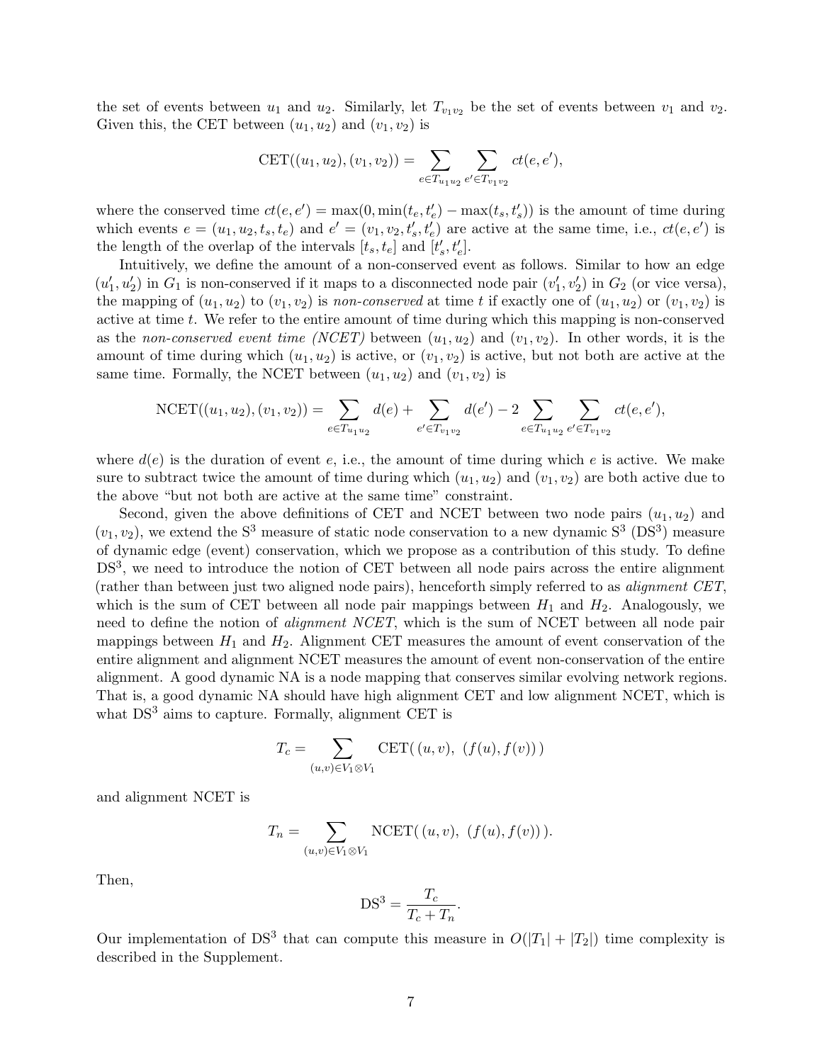the set of events between $u_1$ and $u_2$. Similarly, let $T_{v_1 v_2}$ be the set of events between $v_1$ and $v_2$. Given this, the CET between $(u_1, u_2)$ and $(v_1, v_2)$ is

$$\text{CET}((u_1, u_2), (v_1, v_2)) = \sum_{e \in T_{u_1 u_2}} \sum_{e' \in T_{v_1 v_2}} ct(e, e'),$$

where the conserved time $ct(e, e') = \max(0, \min(t_e, t'_e) - \max(t_s, t'_s))$ is the amount of time during which events $e = (u_1, u_2, t_s, t_e)$ and $e' = (v_1, v_2, t'_s, t'_e)$ are active at the same time, i.e., $ct(e, e')$ is the length of the overlap of the intervals $[t_s, t_e]$ and $[t'_s, t'_e]$.

Intuitively, we define the amount of a non-conserved event as follows. Similar to how an edge $(u'_1, u'_2)$ in $G_1$ is non-conserved if it maps to a disconnected node pair $(v'_1, v'_2)$ in $G_2$ (or vice versa), the mapping of $(u_1, u_2)$ to $(v_1, v_2)$ is *non-conserved* at time $t$ if exactly one of $(u_1, u_2)$ or $(v_1, v_2)$ is active at time $t$. We refer to the entire amount of time during which this mapping is non-conserved as the *non-conserved event time (NCET)* between $(u_1, u_2)$ and $(v_1, v_2)$. In other words, it is the amount of time during which $(u_1, u_2)$ is active, or $(v_1, v_2)$ is active, but not both are active at the same time. Formally, the NCET between $(u_1, u_2)$ and $(v_1, v_2)$ is

$$\text{NCET}((u_1, u_2), (v_1, v_2)) = \sum_{e \in T_{u_1 u_2}} d(e) + \sum_{e' \in T_{v_1 v_2}} d(e') - 2 \sum_{e \in T_{u_1 u_2}} \sum_{e' \in T_{v_1 v_2}} ct(e, e'),$$

where $d(e)$ is the duration of event $e$, i.e., the amount of time during which $e$ is active. We make sure to subtract twice the amount of time during which $(u_1, u_2)$ and $(v_1, v_2)$ are both active due to the above "but not both are active at the same time" constraint.

Second, given the above definitions of CET and NCET between two node pairs $(u_1, u_2)$ and $(v_1, v_2)$, we extend the $\text{S}^3$ measure of static node conservation to a new dynamic $\text{S}^3$ ($\text{DS}^3$) measure of dynamic edge (event) conservation, which we propose as a contribution of this study. To define $\text{DS}^3$, we need to introduce the notion of CET between all node pairs across the entire alignment (rather than between just two aligned node pairs), henceforth simply referred to as *alignment CET*, which is the sum of CET between all node pair mappings between $H_1$ and $H_2$. Analogously, we need to define the notion of *alignment NCET*, which is the sum of NCET between all node pair mappings between $H_1$ and $H_2$. Alignment CET measures the amount of event conservation of the entire alignment and alignment NCET measures the amount of event non-conservation of the entire alignment. A good dynamic NA is a node mapping that conserves similar evolving network regions. That is, a good dynamic NA should have high alignment CET and low alignment NCET, which is what $\text{DS}^3$ aims to capture. Formally, alignment CET is

$$T_c = \sum_{(u,v) \in V_1 \otimes V_1} \text{CET}(\,(u, v),\ (f(u), f(v))\,)$$

and alignment NCET is

$$T_n = \sum_{(u,v) \in V_1 \otimes V_1} \text{NCET}(\,(u, v),\ (f(u), f(v))\,).$$

Then,

$$\text{DS}^3 = \frac{T_c}{T_c + T_n}.$$

Our implementation of $\text{DS}^3$ that can compute this measure in $O(|T_1| + |T_2|)$ time complexity is described in the Supplement.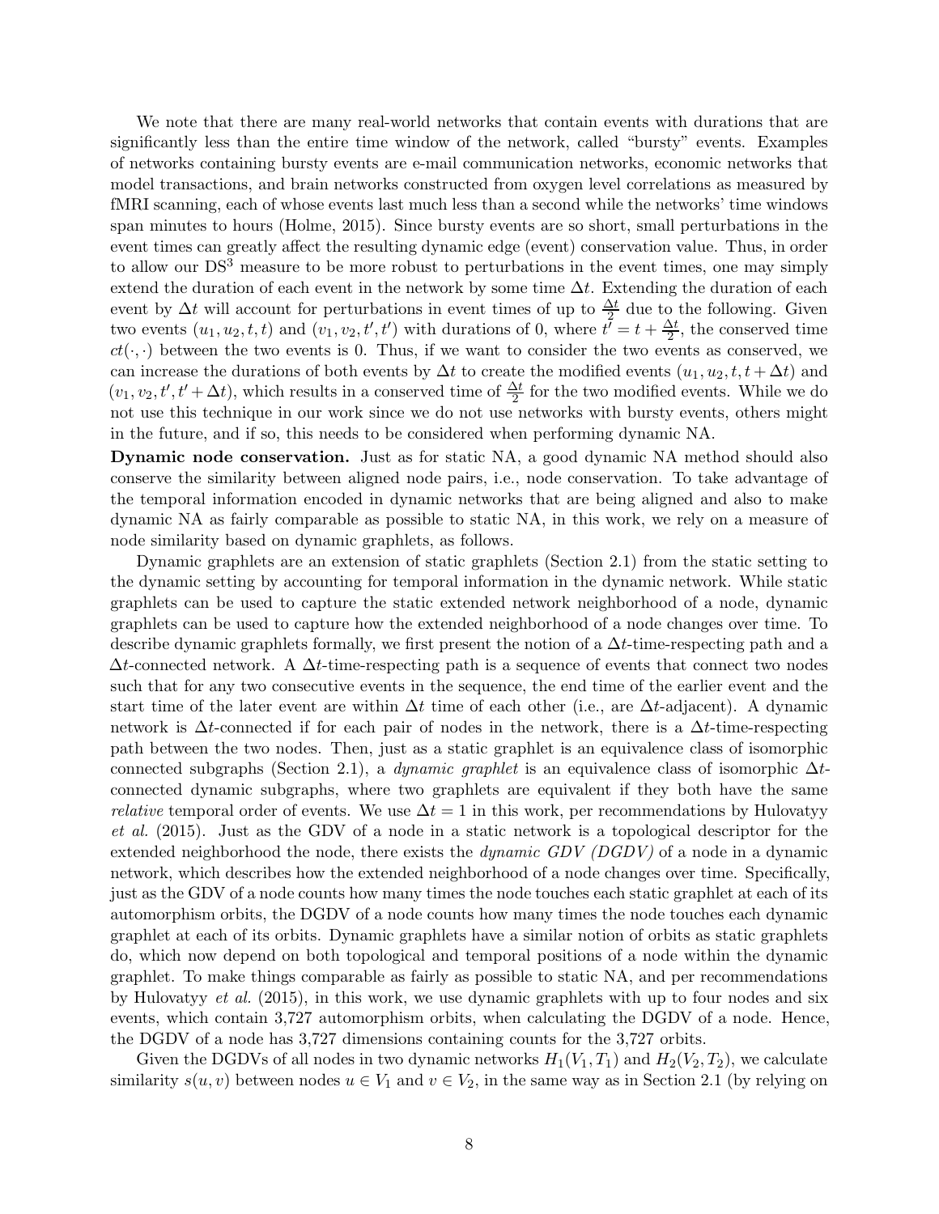We note that there are many real-world networks that contain events with durations that are significantly less than the entire time window of the network, called "bursty" events. Examples of networks containing bursty events are e-mail communication networks, economic networks that model transactions, and brain networks constructed from oxygen level correlations as measured by fMRI scanning, each of whose events last much less than a second while the networks' time windows span minutes to hours (Holme, 2015). Since bursty events are so short, small perturbations in the event times can greatly affect the resulting dynamic edge (event) conservation value. Thus, in order to allow our DS$^3$ measure to be more robust to perturbations in the event times, one may simply extend the duration of each event in the network by some time $\Delta t$. Extending the duration of each event by $\Delta t$ will account for perturbations in event times of up to $\frac{\Delta t}{2}$ due to the following. Given two events $(u_1, u_2, t, t)$ and $(v_1, v_2, t', t')$ with durations of 0, where $t' = t + \frac{\Delta t}{2}$, the conserved time $ct(\cdot, \cdot)$ between the two events is 0. Thus, if we want to consider the two events as conserved, we can increase the durations of both events by $\Delta t$ to create the modified events $(u_1, u_2, t, t + \Delta t)$ and $(v_1, v_2, t', t' + \Delta t)$, which results in a conserved time of $\frac{\Delta t}{2}$ for the two modified events. While we do not use this technique in our work since we do not use networks with bursty events, others might in the future, and if so, this needs to be considered when performing dynamic NA.

**Dynamic node conservation.** Just as for static NA, a good dynamic NA method should also conserve the similarity between aligned node pairs, i.e., node conservation. To take advantage of the temporal information encoded in dynamic networks that are being aligned and also to make dynamic NA as fairly comparable as possible to static NA, in this work, we rely on a measure of node similarity based on dynamic graphlets, as follows.

Dynamic graphlets are an extension of static graphlets (Section 2.1) from the static setting to the dynamic setting by accounting for temporal information in the dynamic network. While static graphlets can be used to capture the static extended network neighborhood of a node, dynamic graphlets can be used to capture how the extended neighborhood of a node changes over time. To describe dynamic graphlets formally, we first present the notion of a $\Delta t$-time-respecting path and a $\Delta t$-connected network. A $\Delta t$-time-respecting path is a sequence of events that connect two nodes such that for any two consecutive events in the sequence, the end time of the earlier event and the start time of the later event are within $\Delta t$ time of each other (i.e., are $\Delta t$-adjacent). A dynamic network is $\Delta t$-connected if for each pair of nodes in the network, there is a $\Delta t$-time-respecting path between the two nodes. Then, just as a static graphlet is an equivalence class of isomorphic connected subgraphs (Section 2.1), a *dynamic graphlet* is an equivalence class of isomorphic $\Delta t$-connected dynamic subgraphs, where two graphlets are equivalent if they both have the same *relative* temporal order of events. We use $\Delta t = 1$ in this work, per recommendations by Hulovatyy *et al.* (2015). Just as the GDV of a node in a static network is a topological descriptor for the extended neighborhood the node, there exists the *dynamic GDV (DGDV)* of a node in a dynamic network, which describes how the extended neighborhood of a node changes over time. Specifically, just as the GDV of a node counts how many times the node touches each static graphlet at each of its automorphism orbits, the DGDV of a node counts how many times the node touches each dynamic graphlet at each of its orbits. Dynamic graphlets have a similar notion of orbits as static graphlets do, which now depend on both topological and temporal positions of a node within the dynamic graphlet. To make things comparable as fairly as possible to static NA, and per recommendations by Hulovatyy *et al.* (2015), in this work, we use dynamic graphlets with up to four nodes and six events, which contain 3,727 automorphism orbits, when calculating the DGDV of a node. Hence, the DGDV of a node has 3,727 dimensions containing counts for the 3,727 orbits.

Given the DGDVs of all nodes in two dynamic networks $H_1(V_1, T_1)$ and $H_2(V_2, T_2)$, we calculate similarity $s(u, v)$ between nodes $u \in V_1$ and $v \in V_2$, in the same way as in Section 2.1 (by relying on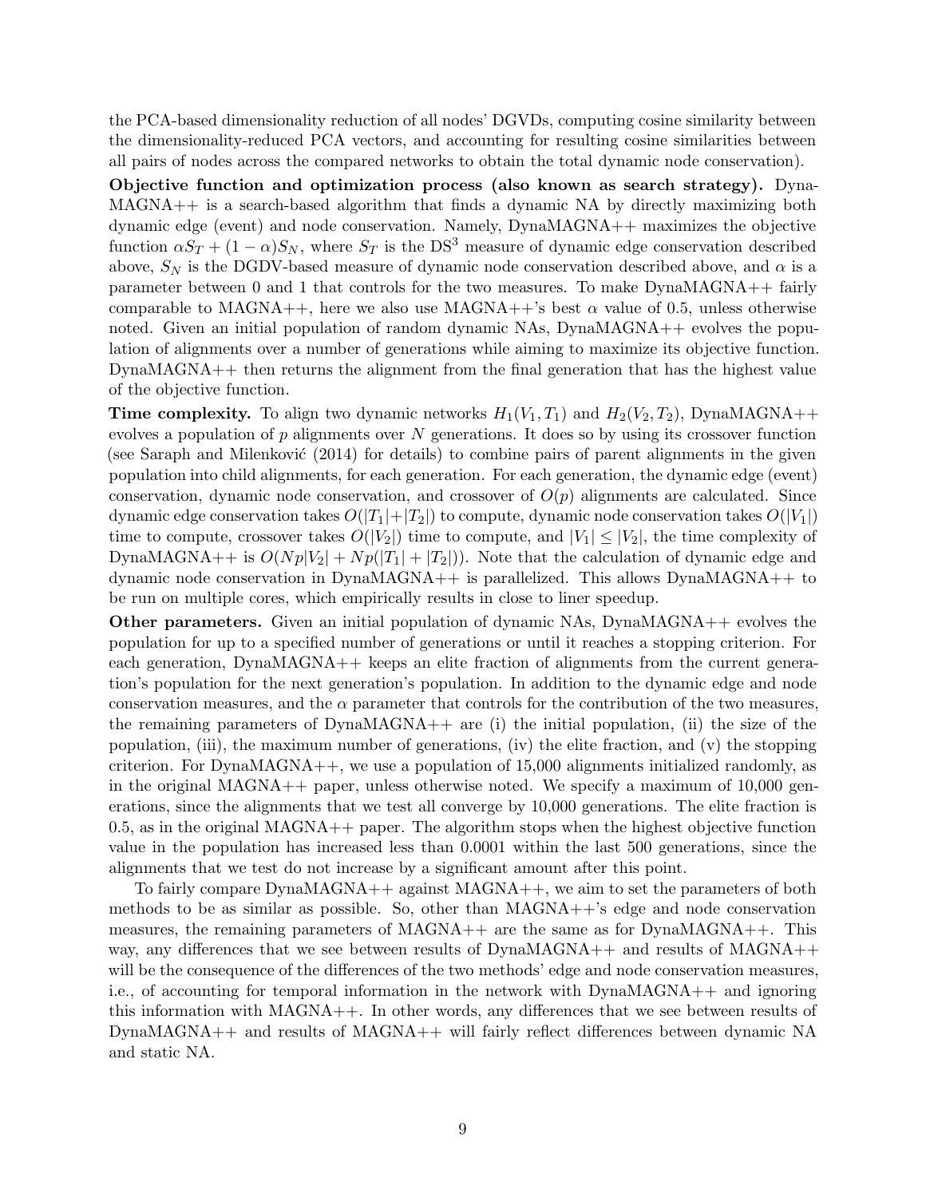the PCA-based dimensionality reduction of all nodes' DGVDs, computing cosine similarity between the dimensionality-reduced PCA vectors, and accounting for resulting cosine similarities between all pairs of nodes across the compared networks to obtain the total dynamic node conservation).

**Objective function and optimization process (also known as search strategy).** DynaMAGNA++ is a search-based algorithm that finds a dynamic NA by directly maximizing both dynamic edge (event) and node conservation. Namely, DynaMAGNA++ maximizes the objective function $\alpha S_T + (1-\alpha)S_N$, where $S_T$ is the DS$^3$ measure of dynamic edge conservation described above, $S_N$ is the DGDV-based measure of dynamic node conservation described above, and $\alpha$ is a parameter between 0 and 1 that controls for the two measures. To make DynaMAGNA++ fairly comparable to MAGNA++, here we also use MAGNA++'s best $\alpha$ value of 0.5, unless otherwise noted. Given an initial population of random dynamic NAs, DynaMAGNA++ evolves the population of alignments over a number of generations while aiming to maximize its objective function. DynaMAGNA++ then returns the alignment from the final generation that has the highest value of the objective function.

**Time complexity.** To align two dynamic networks $H_1(V_1, T_1)$ and $H_2(V_2, T_2)$, DynaMAGNA++ evolves a population of $p$ alignments over $N$ generations. It does so by using its crossover function (see Saraph and Milenković (2014) for details) to combine pairs of parent alignments in the given population into child alignments, for each generation. For each generation, the dynamic edge (event) conservation, dynamic node conservation, and crossover of $O(p)$ alignments are calculated. Since dynamic edge conservation takes $O(|T_1|+|T_2|)$ to compute, dynamic node conservation takes $O(|V_1|)$ time to compute, crossover takes $O(|V_2|)$ time to compute, and $|V_1| \leq |V_2|$, the time complexity of DynaMAGNA++ is $O(Np|V_2| + Np(|T_1| + |T_2|))$. Note that the calculation of dynamic edge and dynamic node conservation in DynaMAGNA++ is parallelized. This allows DynaMAGNA++ to be run on multiple cores, which empirically results in close to liner speedup.

**Other parameters.** Given an initial population of dynamic NAs, DynaMAGNA++ evolves the population for up to a specified number of generations or until it reaches a stopping criterion. For each generation, DynaMAGNA++ keeps an elite fraction of alignments from the current generation's population for the next generation's population. In addition to the dynamic edge and node conservation measures, and the $\alpha$ parameter that controls for the contribution of the two measures, the remaining parameters of DynaMAGNA++ are (i) the initial population, (ii) the size of the population, (iii), the maximum number of generations, (iv) the elite fraction, and (v) the stopping criterion. For DynaMAGNA++, we use a population of 15,000 alignments initialized randomly, as in the original MAGNA++ paper, unless otherwise noted. We specify a maximum of 10,000 generations, since the alignments that we test all converge by 10,000 generations. The elite fraction is 0.5, as in the original MAGNA++ paper. The algorithm stops when the highest objective function value in the population has increased less than 0.0001 within the last 500 generations, since the alignments that we test do not increase by a significant amount after this point.

To fairly compare DynaMAGNA++ against MAGNA++, we aim to set the parameters of both methods to be as similar as possible. So, other than MAGNA++'s edge and node conservation measures, the remaining parameters of MAGNA++ are the same as for DynaMAGNA++. This way, any differences that we see between results of DynaMAGNA++ and results of MAGNA++ will be the consequence of the differences of the two methods' edge and node conservation measures, i.e., of accounting for temporal information in the network with DynaMAGNA++ and ignoring this information with MAGNA++. In other words, any differences that we see between results of DynaMAGNA++ and results of MAGNA++ will fairly reflect differences between dynamic NA and static NA.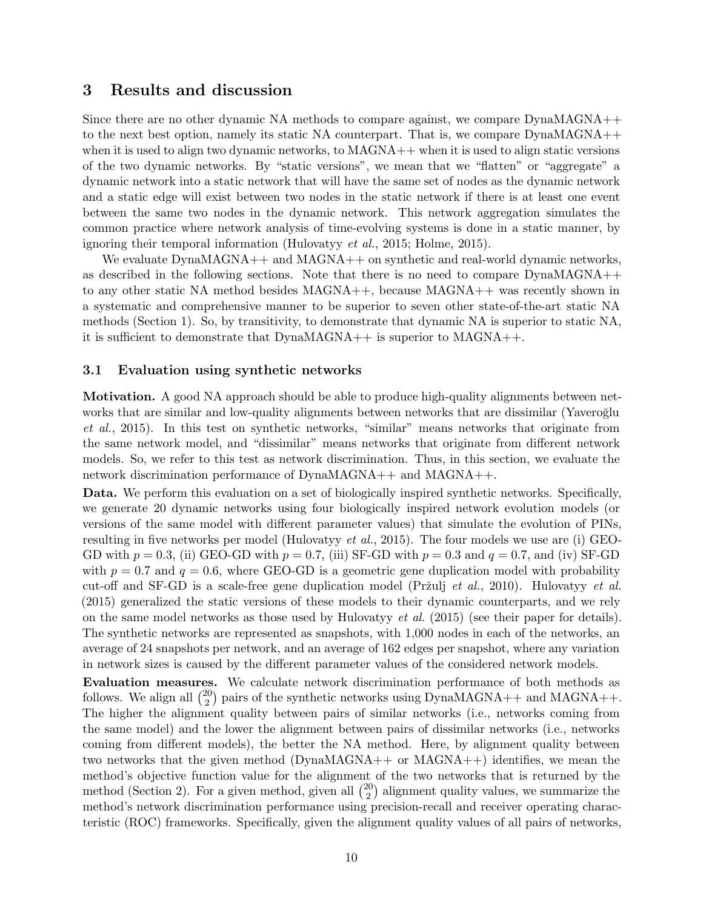# 3 Results and discussion

Since there are no other dynamic NA methods to compare against, we compare DynaMAGNA++ to the next best option, namely its static NA counterpart. That is, we compare DynaMAGNA++ when it is used to align two dynamic networks, to MAGNA++ when it is used to align static versions of the two dynamic networks. By "static versions", we mean that we "flatten" or "aggregate" a dynamic network into a static network that will have the same set of nodes as the dynamic network and a static edge will exist between two nodes in the static network if there is at least one event between the same two nodes in the dynamic network. This network aggregation simulates the common practice where network analysis of time-evolving systems is done in a static manner, by ignoring their temporal information (Hulovatyy *et al.*, 2015; Holme, 2015).

We evaluate DynaMAGNA++ and MAGNA++ on synthetic and real-world dynamic networks, as described in the following sections. Note that there is no need to compare DynaMAGNA++ to any other static NA method besides MAGNA++, because MAGNA++ was recently shown in a systematic and comprehensive manner to be superior to seven other state-of-the-art static NA methods (Section 1). So, by transitivity, to demonstrate that dynamic NA is superior to static NA, it is sufficient to demonstrate that DynaMAGNA++ is superior to MAGNA++.

## 3.1 Evaluation using synthetic networks

**Motivation.** A good NA approach should be able to produce high-quality alignments between networks that are similar and low-quality alignments between networks that are dissimilar (Yaveroğlu *et al.*, 2015). In this test on synthetic networks, "similar" means networks that originate from the same network model, and "dissimilar" means networks that originate from different network models. So, we refer to this test as network discrimination. Thus, in this section, we evaluate the network discrimination performance of DynaMAGNA++ and MAGNA++.

**Data.** We perform this evaluation on a set of biologically inspired synthetic networks. Specifically, we generate 20 dynamic networks using four biologically inspired network evolution models (or versions of the same model with different parameter values) that simulate the evolution of PINs, resulting in five networks per model (Hulovatyy *et al.*, 2015). The four models we use are (i) GEO-GD with $p = 0.3$, (ii) GEO-GD with $p = 0.7$, (iii) SF-GD with $p = 0.3$ and $q = 0.7$, and (iv) SF-GD with $p = 0.7$ and $q = 0.6$, where GEO-GD is a geometric gene duplication model with probability cut-off and SF-GD is a scale-free gene duplication model (Pržulj *et al.*, 2010). Hulovatyy *et al.* (2015) generalized the static versions of these models to their dynamic counterparts, and we rely on the same model networks as those used by Hulovatyy *et al.* (2015) (see their paper for details). The synthetic networks are represented as snapshots, with 1,000 nodes in each of the networks, an average of 24 snapshots per network, and an average of 162 edges per snapshot, where any variation in network sizes is caused by the different parameter values of the considered network models.

**Evaluation measures.** We calculate network discrimination performance of both methods as follows. We align all $\binom{20}{2}$ pairs of the synthetic networks using DynaMAGNA++ and MAGNA++. The higher the alignment quality between pairs of similar networks (i.e., networks coming from the same model) and the lower the alignment between pairs of dissimilar networks (i.e., networks coming from different models), the better the NA method. Here, by alignment quality between two networks that the given method (DynaMAGNA++ or MAGNA++) identifies, we mean the method's objective function value for the alignment of the two networks that is returned by the method (Section 2). For a given method, given all $\binom{20}{2}$ alignment quality values, we summarize the method's network discrimination performance using precision-recall and receiver operating characteristic (ROC) frameworks. Specifically, given the alignment quality values of all pairs of networks,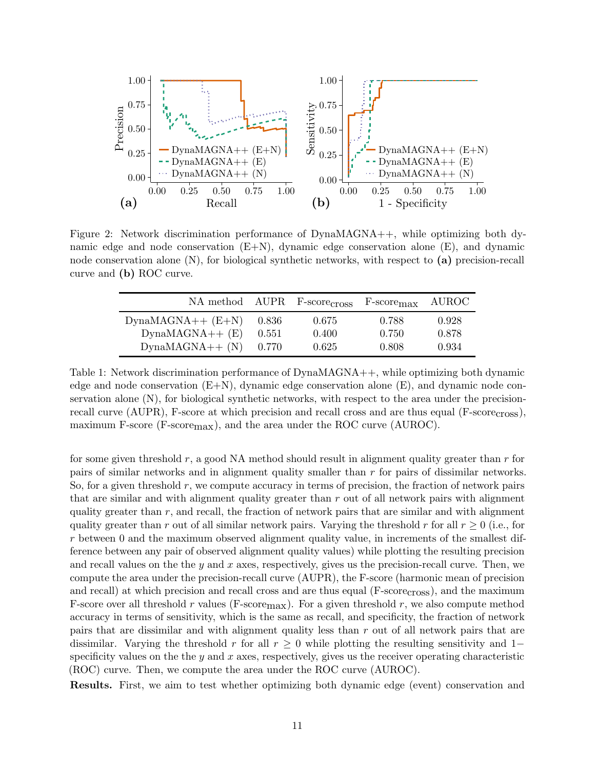Figure 2: Network discrimination performance of DynaMAGNA++, while optimizing both dynamic edge and node conservation (E+N), dynamic edge conservation alone (E), and dynamic node conservation alone (N), for biological synthetic networks, with respect to **(a)** precision-recall curve and **(b)** ROC curve.

| NA method | AUPR | F-score$_{\text{cross}}$ | F-score$_{\text{max}}$ | AUROC |
|---|---|---|---|---|
| DynaMAGNA++ (E+N) | 0.836 | 0.675 | 0.788 | 0.928 |
| DynaMAGNA++ (E) | 0.551 | 0.400 | 0.750 | 0.878 |
| DynaMAGNA++ (N) | 0.770 | 0.625 | 0.808 | 0.934 |

Table 1: Network discrimination performance of DynaMAGNA++, while optimizing both dynamic edge and node conservation (E+N), dynamic edge conservation alone (E), and dynamic node conservation alone (N), for biological synthetic networks, with respect to the area under the precision-recall curve (AUPR), F-score at which precision and recall cross and are thus equal (F-score$_{\text{cross}}$), maximum F-score (F-score$_{\text{max}}$), and the area under the ROC curve (AUROC).

for some given threshold $r$, a good NA method should result in alignment quality greater than $r$ for pairs of similar networks and in alignment quality smaller than $r$ for pairs of dissimilar networks. So, for a given threshold $r$, we compute accuracy in terms of precision, the fraction of network pairs that are similar and with alignment quality greater than $r$ out of all network pairs with alignment quality greater than $r$, and recall, the fraction of network pairs that are similar and with alignment quality greater than $r$ out of all similar network pairs. Varying the threshold $r$ for all $r \geq 0$ (i.e., for $r$ between 0 and the maximum observed alignment quality value, in increments of the smallest difference between any pair of observed alignment quality values) while plotting the resulting precision and recall values on the the $y$ and $x$ axes, respectively, gives us the precision-recall curve. Then, we compute the area under the precision-recall curve (AUPR), the F-score (harmonic mean of precision and recall) at which precision and recall cross and are thus equal (F-score$_{\text{cross}}$), and the maximum F-score over all threshold $r$ values (F-score$_{\text{max}}$). For a given threshold $r$, we also compute method accuracy in terms of sensitivity, which is the same as recall, and specificity, the fraction of network pairs that are dissimilar and with alignment quality less than $r$ out of all network pairs that are dissimilar. Varying the threshold $r$ for all $r \geq 0$ while plotting the resulting sensitivity and $1-$specificity values on the the $y$ and $x$ axes, respectively, gives us the receiver operating characteristic (ROC) curve. Then, we compute the area under the ROC curve (AUROC).

**Results.** First, we aim to test whether optimizing both dynamic edge (event) conservation and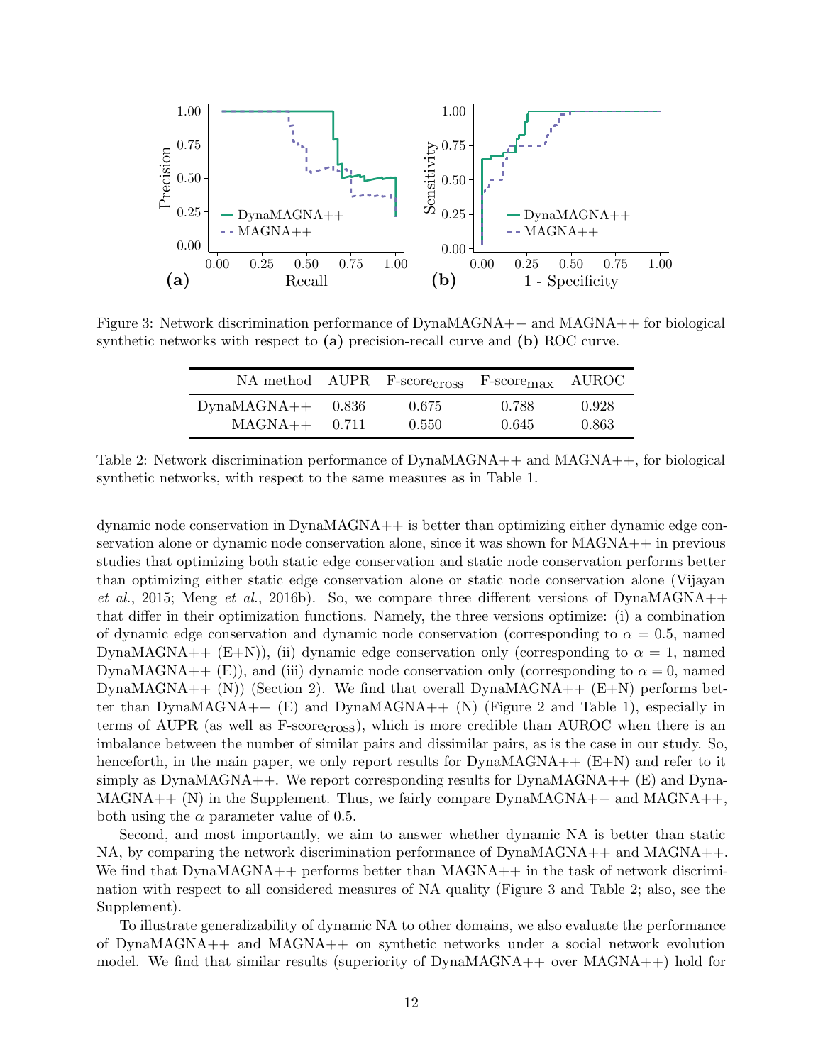Figure 3: Network discrimination performance of DynaMAGNA++ and MAGNA++ for biological synthetic networks with respect to **(a)** precision-recall curve and **(b)** ROC curve.

| NA method | AUPR | F-score$_{\text{cross}}$ | F-score$_{\text{max}}$ | AUROC |
|---|---|---|---|---|
| DynaMAGNA++ | 0.836 | 0.675 | 0.788 | 0.928 |
| MAGNA++ | 0.711 | 0.550 | 0.645 | 0.863 |

Table 2: Network discrimination performance of DynaMAGNA++ and MAGNA++, for biological synthetic networks, with respect to the same measures as in Table 1.

dynamic node conservation in DynaMAGNA++ is better than optimizing either dynamic edge conservation alone or dynamic node conservation alone, since it was shown for MAGNA++ in previous studies that optimizing both static edge conservation and static node conservation performs better than optimizing either static edge conservation alone or static node conservation alone (Vijayan *et al.*, 2015; Meng *et al.*, 2016b). So, we compare three different versions of DynaMAGNA++ that differ in their optimization functions. Namely, the three versions optimize: (i) a combination of dynamic edge conservation and dynamic node conservation (corresponding to $\alpha = 0.5$, named DynaMAGNA++ (E+N)), (ii) dynamic edge conservation only (corresponding to $\alpha = 1$, named DynaMAGNA++ (E)), and (iii) dynamic node conservation only (corresponding to $\alpha = 0$, named DynaMAGNA++ (N)) (Section 2). We find that overall DynaMAGNA++ (E+N) performs better than DynaMAGNA++ (E) and DynaMAGNA++ (N) (Figure 2 and Table 1), especially in terms of AUPR (as well as F-score$_{\text{cross}}$), which is more credible than AUROC when there is an imbalance between the number of similar pairs and dissimilar pairs, as is the case in our study. So, henceforth, in the main paper, we only report results for DynaMAGNA++ (E+N) and refer to it simply as DynaMAGNA++. We report corresponding results for DynaMAGNA++ (E) and DynaMAGNA++ (N) in the Supplement. Thus, we fairly compare DynaMAGNA++ and MAGNA++, both using the $\alpha$ parameter value of 0.5.

Second, and most importantly, we aim to answer whether dynamic NA is better than static NA, by comparing the network discrimination performance of DynaMAGNA++ and MAGNA++. We find that DynaMAGNA++ performs better than MAGNA++ in the task of network discrimination with respect to all considered measures of NA quality (Figure 3 and Table 2; also, see the Supplement).

To illustrate generalizability of dynamic NA to other domains, we also evaluate the performance of DynaMAGNA++ and MAGNA++ on synthetic networks under a social network evolution model. We find that similar results (superiority of DynaMAGNA++ over MAGNA++) hold for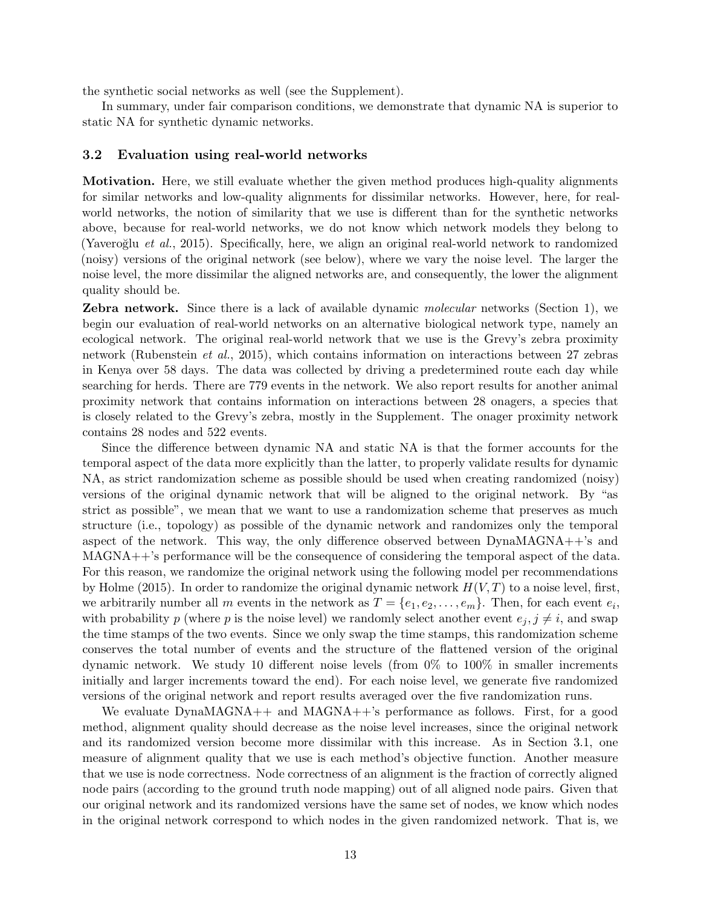the synthetic social networks as well (see the Supplement).

In summary, under fair comparison conditions, we demonstrate that dynamic NA is superior to static NA for synthetic dynamic networks.

### 3.2 Evaluation using real-world networks

**Motivation.** Here, we still evaluate whether the given method produces high-quality alignments for similar networks and low-quality alignments for dissimilar networks. However, here, for real-world networks, the notion of similarity that we use is different than for the synthetic networks above, because for real-world networks, we do not know which network models they belong to (Yaveroğlu *et al.*, 2015). Specifically, here, we align an original real-world network to randomized (noisy) versions of the original network (see below), where we vary the noise level. The larger the noise level, the more dissimilar the aligned networks are, and consequently, the lower the alignment quality should be.

**Zebra network.** Since there is a lack of available dynamic *molecular* networks (Section 1), we begin our evaluation of real-world networks on an alternative biological network type, namely an ecological network. The original real-world network that we use is the Grevy's zebra proximity network (Rubenstein *et al.*, 2015), which contains information on interactions between 27 zebras in Kenya over 58 days. The data was collected by driving a predetermined route each day while searching for herds. There are 779 events in the network. We also report results for another animal proximity network that contains information on interactions between 28 onagers, a species that is closely related to the Grevy's zebra, mostly in the Supplement. The onager proximity network contains 28 nodes and 522 events.

Since the difference between dynamic NA and static NA is that the former accounts for the temporal aspect of the data more explicitly than the latter, to properly validate results for dynamic NA, as strict randomization scheme as possible should be used when creating randomized (noisy) versions of the original dynamic network that will be aligned to the original network. By "as strict as possible", we mean that we want to use a randomization scheme that preserves as much structure (i.e., topology) as possible of the dynamic network and randomizes only the temporal aspect of the network. This way, the only difference observed between DynaMAGNA++'s and MAGNA++'s performance will be the consequence of considering the temporal aspect of the data. For this reason, we randomize the original network using the following model per recommendations by Holme (2015). In order to randomize the original dynamic network $H(V, T)$ to a noise level, first, we arbitrarily number all $m$ events in the network as $T = \{e_1, e_2, \ldots, e_m\}$. Then, for each event $e_i$, with probability $p$ (where $p$ is the noise level) we randomly select another event $e_j, j \neq i$, and swap the time stamps of the two events. Since we only swap the time stamps, this randomization scheme conserves the total number of events and the structure of the flattened version of the original dynamic network. We study 10 different noise levels (from 0% to 100% in smaller increments initially and larger increments toward the end). For each noise level, we generate five randomized versions of the original network and report results averaged over the five randomization runs.

We evaluate DynaMAGNA++ and MAGNA++'s performance as follows. First, for a good method, alignment quality should decrease as the noise level increases, since the original network and its randomized version become more dissimilar with this increase. As in Section 3.1, one measure of alignment quality that we use is each method's objective function. Another measure that we use is node correctness. Node correctness of an alignment is the fraction of correctly aligned node pairs (according to the ground truth node mapping) out of all aligned node pairs. Given that our original network and its randomized versions have the same set of nodes, we know which nodes in the original network correspond to which nodes in the given randomized network. That is, we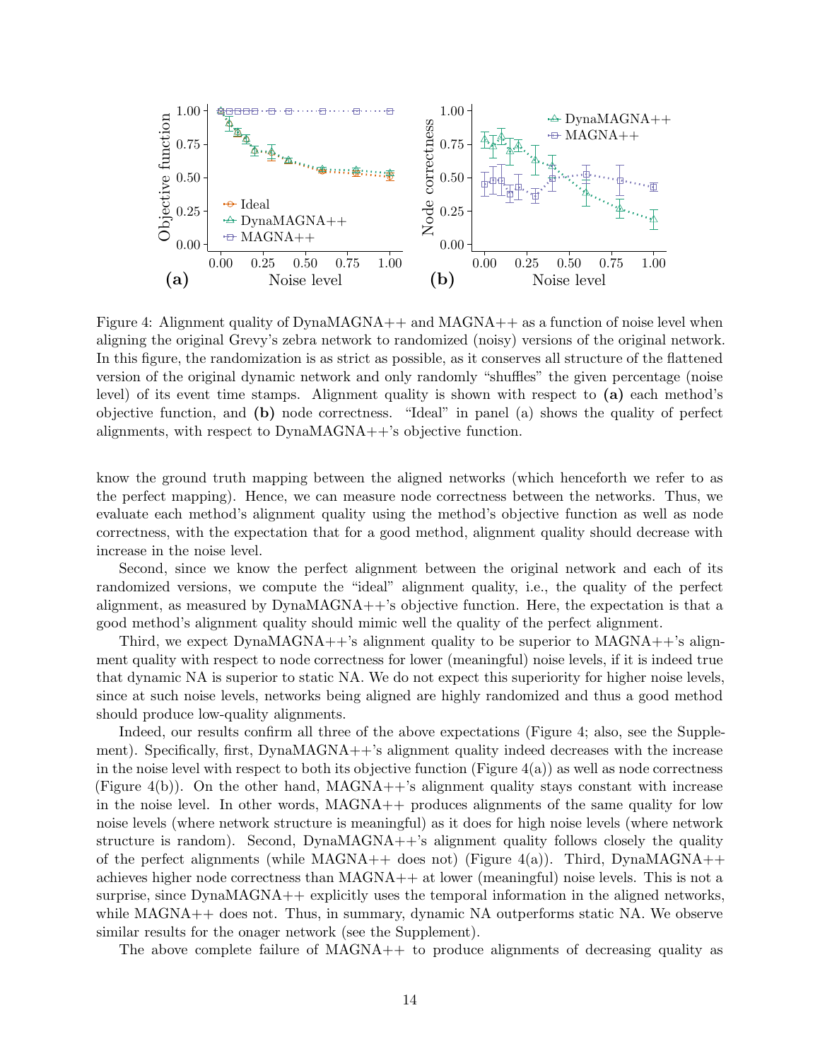Figure 4: Alignment quality of DynaMAGNA++ and MAGNA++ as a function of noise level when aligning the original Grevy's zebra network to randomized (noisy) versions of the original network. In this figure, the randomization is as strict as possible, as it conserves all structure of the flattened version of the original dynamic network and only randomly "shuffles" the given percentage (noise level) of its event time stamps. Alignment quality is shown with respect to **(a)** each method's objective function, and **(b)** node correctness. "Ideal" in panel (a) shows the quality of perfect alignments, with respect to DynaMAGNA++'s objective function.

know the ground truth mapping between the aligned networks (which henceforth we refer to as the perfect mapping). Hence, we can measure node correctness between the networks. Thus, we evaluate each method's alignment quality using the method's objective function as well as node correctness, with the expectation that for a good method, alignment quality should decrease with increase in the noise level.

Second, since we know the perfect alignment between the original network and each of its randomized versions, we compute the "ideal" alignment quality, i.e., the quality of the perfect alignment, as measured by DynaMAGNA++'s objective function. Here, the expectation is that a good method's alignment quality should mimic well the quality of the perfect alignment.

Third, we expect DynaMAGNA++'s alignment quality to be superior to MAGNA++'s alignment quality with respect to node correctness for lower (meaningful) noise levels, if it is indeed true that dynamic NA is superior to static NA. We do not expect this superiority for higher noise levels, since at such noise levels, networks being aligned are highly randomized and thus a good method should produce low-quality alignments.

Indeed, our results confirm all three of the above expectations (Figure 4; also, see the Supplement). Specifically, first, DynaMAGNA++'s alignment quality indeed decreases with the increase in the noise level with respect to both its objective function (Figure 4(a)) as well as node correctness (Figure 4(b)). On the other hand, MAGNA++'s alignment quality stays constant with increase in the noise level. In other words, MAGNA++ produces alignments of the same quality for low noise levels (where network structure is meaningful) as it does for high noise levels (where network structure is random). Second, DynaMAGNA++'s alignment quality follows closely the quality of the perfect alignments (while MAGNA++ does not) (Figure 4(a)). Third, DynaMAGNA++ achieves higher node correctness than MAGNA++ at lower (meaningful) noise levels. This is not a surprise, since DynaMAGNA++ explicitly uses the temporal information in the aligned networks, while MAGNA++ does not. Thus, in summary, dynamic NA outperforms static NA. We observe similar results for the onager network (see the Supplement).

The above complete failure of MAGNA++ to produce alignments of decreasing quality as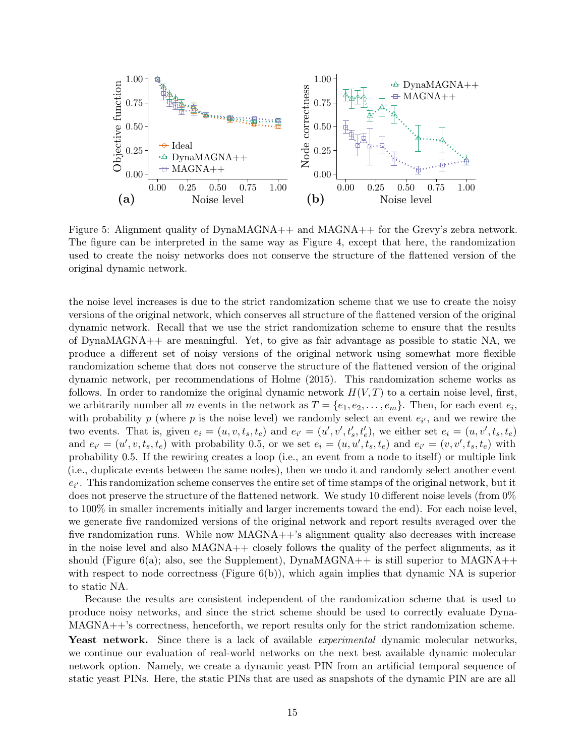Figure 5: Alignment quality of DynaMAGNA++ and MAGNA++ for the Grevy's zebra network. The figure can be interpreted in the same way as Figure 4, except that here, the randomization used to create the noisy networks does not conserve the structure of the flattened version of the original dynamic network.

the noise level increases is due to the strict randomization scheme that we use to create the noisy versions of the original network, which conserves all structure of the flattened version of the original dynamic network. Recall that we use the strict randomization scheme to ensure that the results of DynaMAGNA++ are meaningful. Yet, to give as fair advantage as possible to static NA, we produce a different set of noisy versions of the original network using somewhat more flexible randomization scheme that does not conserve the structure of the flattened version of the original dynamic network, per recommendations of Holme (2015). This randomization scheme works as follows. In order to randomize the original dynamic network $H(V,T)$ to a certain noise level, first, we arbitrarily number all $m$ events in the network as $T = \{e_1, e_2, \ldots, e_m\}$. Then, for each event $e_i$, with probability $p$ (where $p$ is the noise level) we randomly select an event $e_{i'}$, and we rewire the two events. That is, given $e_i = (u, v, t_s, t_e)$ and $e_{i'} = (u', v', t'_s, t'_e)$, we either set $e_i = (u, v', t_s, t_e)$ and $e_{i'} = (u', v, t_s, t_e)$ with probability 0.5, or we set $e_i = (u, u', t_s, t_e)$ and $e_{i'} = (v, v', t_s, t_e)$ with probability 0.5. If the rewiring creates a loop (i.e., an event from a node to itself) or multiple link (i.e., duplicate events between the same nodes), then we undo it and randomly select another event $e_{i'}$. This randomization scheme conserves the entire set of time stamps of the original network, but it does not preserve the structure of the flattened network. We study 10 different noise levels (from 0% to 100% in smaller increments initially and larger increments toward the end). For each noise level, we generate five randomized versions of the original network and report results averaged over the five randomization runs. While now MAGNA++'s alignment quality also decreases with increase in the noise level and also MAGNA++ closely follows the quality of the perfect alignments, as it should (Figure 6(a); also, see the Supplement), DynaMAGNA++ is still superior to MAGNA++ with respect to node correctness (Figure 6(b)), which again implies that dynamic NA is superior to static NA.

Because the results are consistent independent of the randomization scheme that is used to produce noisy networks, and since the strict scheme should be used to correctly evaluate DynaMAGNA++'s correctness, henceforth, we report results only for the strict randomization scheme.

**Yeast network.** Since there is a lack of available *experimental* dynamic molecular networks, we continue our evaluation of real-world networks on the next best available dynamic molecular network option. Namely, we create a dynamic yeast PIN from an artificial temporal sequence of static yeast PINs. Here, the static PINs that are used as snapshots of the dynamic PIN are are all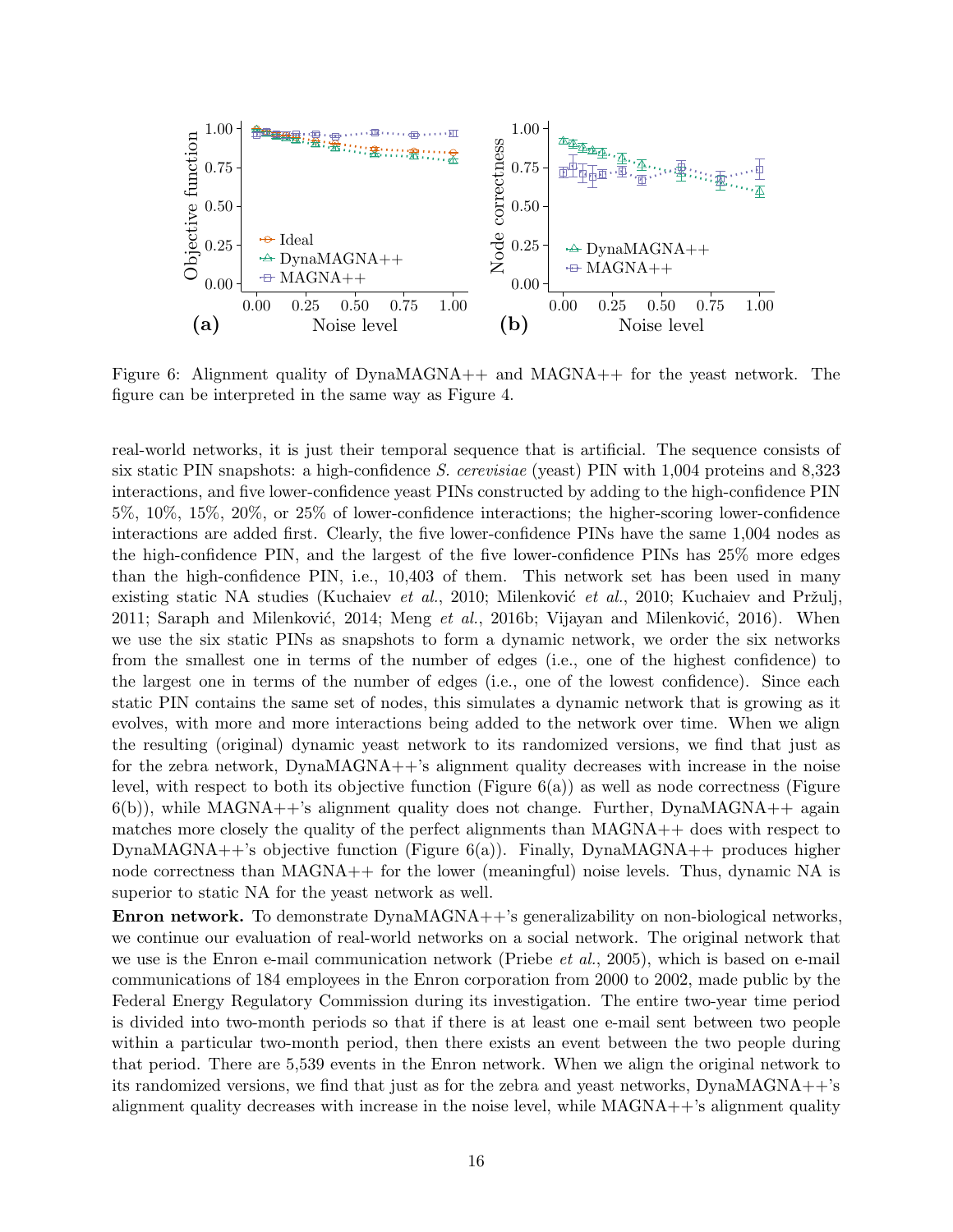Figure 6: Alignment quality of DynaMAGNA++ and MAGNA++ for the yeast network. The figure can be interpreted in the same way as Figure 4.

real-world networks, it is just their temporal sequence that is artificial. The sequence consists of six static PIN snapshots: a high-confidence *S. cerevisiae* (yeast) PIN with 1,004 proteins and 8,323 interactions, and five lower-confidence yeast PINs constructed by adding to the high-confidence PIN 5%, 10%, 15%, 20%, or 25% of lower-confidence interactions; the higher-scoring lower-confidence interactions are added first. Clearly, the five lower-confidence PINs have the same 1,004 nodes as the high-confidence PIN, and the largest of the five lower-confidence PINs has 25% more edges than the high-confidence PIN, i.e., 10,403 of them. This network set has been used in many existing static NA studies (Kuchaiev *et al.*, 2010; Milenković *et al.*, 2010; Kuchaiev and Pržulj, 2011; Saraph and Milenković, 2014; Meng *et al.*, 2016b; Vijayan and Milenković, 2016). When we use the six static PINs as snapshots to form a dynamic network, we order the six networks from the smallest one in terms of the number of edges (i.e., one of the highest confidence) to the largest one in terms of the number of edges (i.e., one of the lowest confidence). Since each static PIN contains the same set of nodes, this simulates a dynamic network that is growing as it evolves, with more and more interactions being added to the network over time. When we align the resulting (original) dynamic yeast network to its randomized versions, we find that just as for the zebra network, DynaMAGNA++'s alignment quality decreases with increase in the noise level, with respect to both its objective function (Figure 6(a)) as well as node correctness (Figure 6(b)), while MAGNA++'s alignment quality does not change. Further, DynaMAGNA++ again matches more closely the quality of the perfect alignments than MAGNA++ does with respect to DynaMAGNA++'s objective function (Figure 6(a)). Finally, DynaMAGNA++ produces higher node correctness than MAGNA++ for the lower (meaningful) noise levels. Thus, dynamic NA is superior to static NA for the yeast network as well.

**Enron network.** To demonstrate DynaMAGNA++'s generalizability on non-biological networks, we continue our evaluation of real-world networks on a social network. The original network that we use is the Enron e-mail communication network (Priebe *et al.*, 2005), which is based on e-mail communications of 184 employees in the Enron corporation from 2000 to 2002, made public by the Federal Energy Regulatory Commission during its investigation. The entire two-year time period is divided into two-month periods so that if there is at least one e-mail sent between two people within a particular two-month period, then there exists an event between the two people during that period. There are 5,539 events in the Enron network. When we align the original network to its randomized versions, we find that just as for the zebra and yeast networks, DynaMAGNA++'s alignment quality decreases with increase in the noise level, while MAGNA++'s alignment quality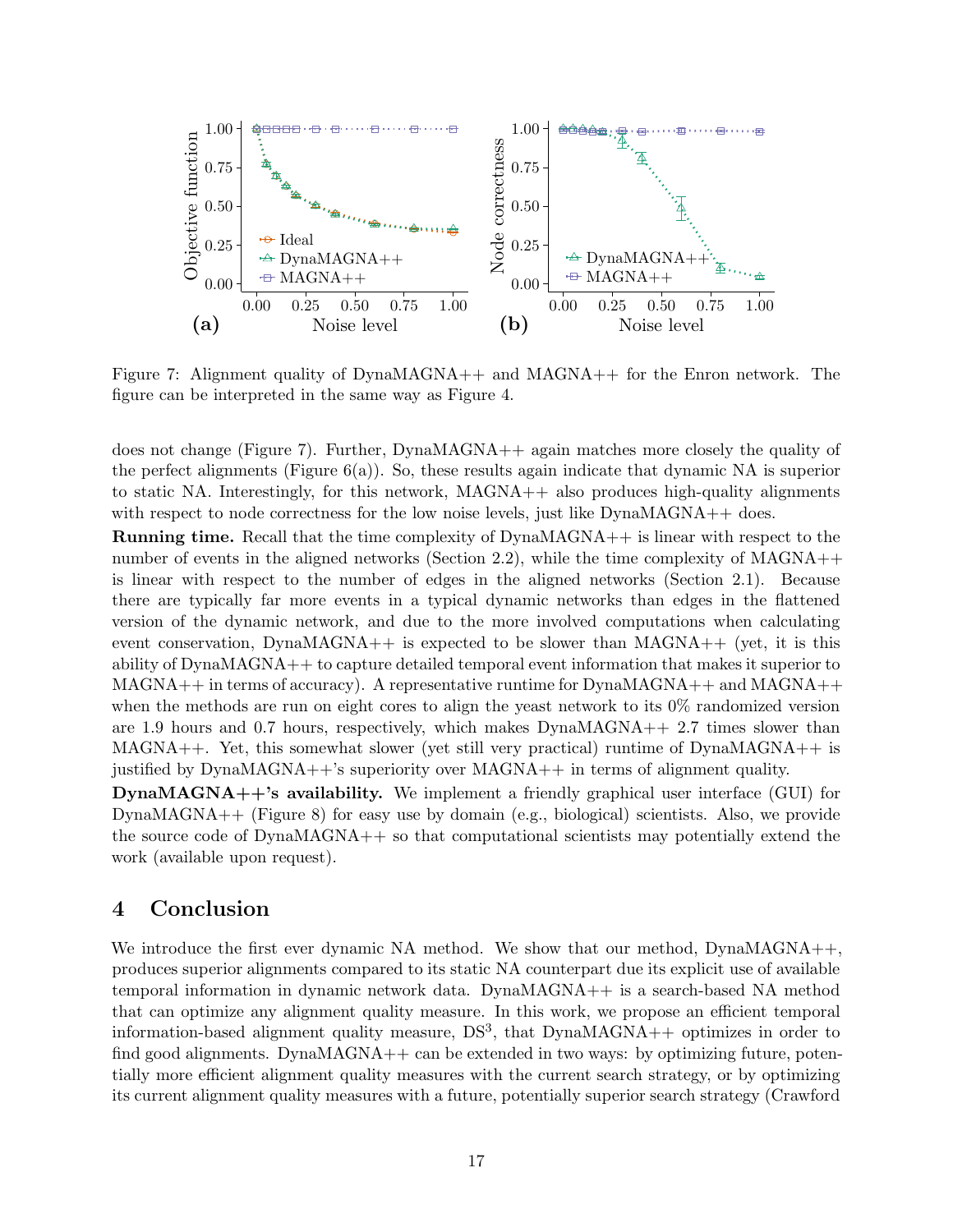Figure 7: Alignment quality of DynaMAGNA++ and MAGNA++ for the Enron network. The figure can be interpreted in the same way as Figure 4.

does not change (Figure 7). Further, DynaMAGNA++ again matches more closely the quality of the perfect alignments (Figure 6(a)). So, these results again indicate that dynamic NA is superior to static NA. Interestingly, for this network, MAGNA++ also produces high-quality alignments with respect to node correctness for the low noise levels, just like DynaMAGNA++ does.

**Running time.** Recall that the time complexity of DynaMAGNA++ is linear with respect to the number of events in the aligned networks (Section 2.2), while the time complexity of MAGNA++ is linear with respect to the number of edges in the aligned networks (Section 2.1). Because there are typically far more events in a typical dynamic networks than edges in the flattened version of the dynamic network, and due to the more involved computations when calculating event conservation, DynaMAGNA++ is expected to be slower than MAGNA++ (yet, it is this ability of DynaMAGNA++ to capture detailed temporal event information that makes it superior to MAGNA++ in terms of accuracy). A representative runtime for DynaMAGNA++ and MAGNA++ when the methods are run on eight cores to align the yeast network to its 0% randomized version are 1.9 hours and 0.7 hours, respectively, which makes DynaMAGNA++ 2.7 times slower than MAGNA++. Yet, this somewhat slower (yet still very practical) runtime of DynaMAGNA++ is justified by DynaMAGNA++'s superiority over MAGNA++ in terms of alignment quality.

**DynaMAGNA++'s availability.** We implement a friendly graphical user interface (GUI) for DynaMAGNA++ (Figure 8) for easy use by domain (e.g., biological) scientists. Also, we provide the source code of DynaMAGNA++ so that computational scientists may potentially extend the work (available upon request).

# 4 Conclusion

We introduce the first ever dynamic NA method. We show that our method, DynaMAGNA++, produces superior alignments compared to its static NA counterpart due its explicit use of available temporal information in dynamic network data. DynaMAGNA++ is a search-based NA method that can optimize any alignment quality measure. In this work, we propose an efficient temporal information-based alignment quality measure, $DS^3$, that DynaMAGNA++ optimizes in order to find good alignments. DynaMAGNA++ can be extended in two ways: by optimizing future, potentially more efficient alignment quality measures with the current search strategy, or by optimizing its current alignment quality measures with a future, potentially superior search strategy (Crawford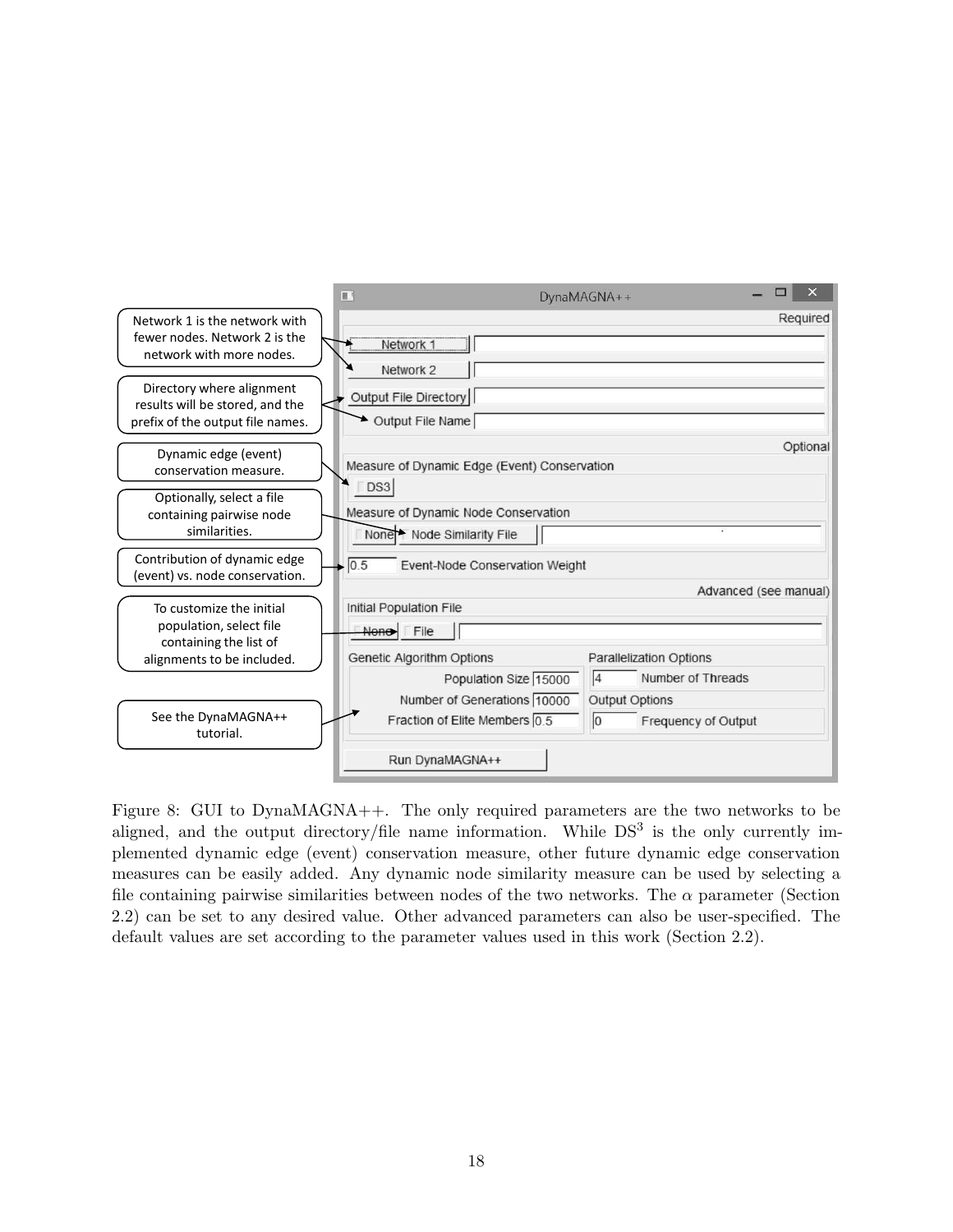Figure 8: GUI to DynaMAGNA++. The only required parameters are the two networks to be aligned, and the output directory/file name information. While DS$^3$ is the only currently implemented dynamic edge (event) conservation measure, other future dynamic edge conservation measures can be easily added. Any dynamic node similarity measure can be used by selecting a file containing pairwise similarities between nodes of the two networks. The $\alpha$ parameter (Section 2.2) can be set to any desired value. Other advanced parameters can also be user-specified. The default values are set according to the parameter values used in this work (Section 2.2).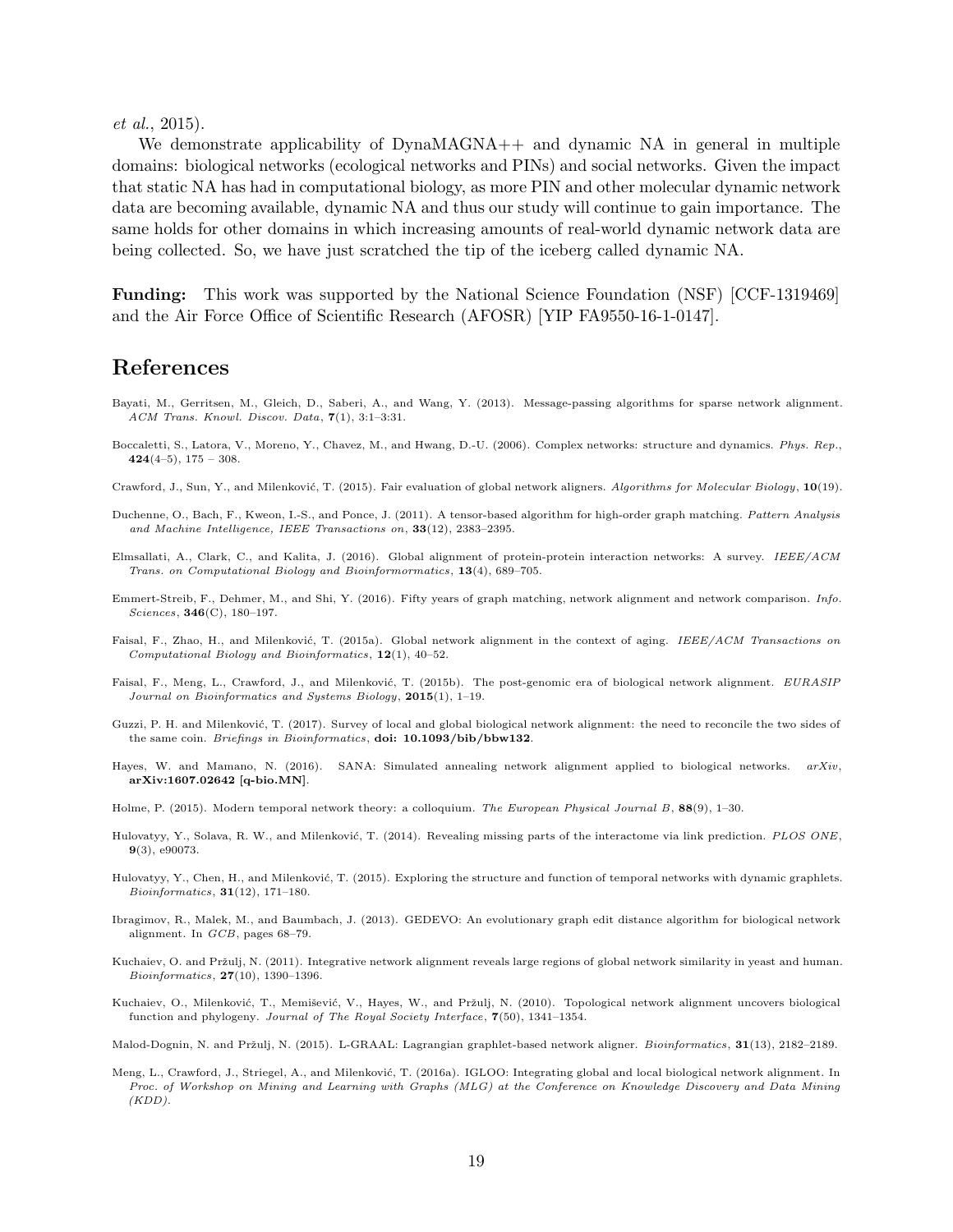*et al.*, 2015).

We demonstrate applicability of DynaMAGNA++ and dynamic NA in general in multiple domains: biological networks (ecological networks and PINs) and social networks. Given the impact that static NA has had in computational biology, as more PIN and other molecular dynamic network data are becoming available, dynamic NA and thus our study will continue to gain importance. The same holds for other domains in which increasing amounts of real-world dynamic network data are being collected. So, we have just scratched the tip of the iceberg called dynamic NA.

**Funding:** This work was supported by the National Science Foundation (NSF) [CCF-1319469] and the Air Force Office of Scientific Research (AFOSR) [YIP FA9550-16-1-0147].

# References

Bayati, M., Gerritsen, M., Gleich, D., Saberi, A., and Wang, Y. (2013). Message-passing algorithms for sparse network alignment. *ACM Trans. Knowl. Discov. Data*, **7**(1), 3:1–3:31.

Boccaletti, S., Latora, V., Moreno, Y., Chavez, M., and Hwang, D.-U. (2006). Complex networks: structure and dynamics. *Phys. Rep.*, **424**(4–5), 175 – 308.

Crawford, J., Sun, Y., and Milenković, T. (2015). Fair evaluation of global network aligners. *Algorithms for Molecular Biology*, **10**(19).

Duchenne, O., Bach, F., Kweon, I.-S., and Ponce, J. (2011). A tensor-based algorithm for high-order graph matching. *Pattern Analysis and Machine Intelligence, IEEE Transactions on*, **33**(12), 2383–2395.

Elmsallati, A., Clark, C., and Kalita, J. (2016). Global alignment of protein-protein interaction networks: A survey. *IEEE/ACM Trans. on Computational Biology and Bioinformormatics*, **13**(4), 689–705.

Emmert-Streib, F., Dehmer, M., and Shi, Y. (2016). Fifty years of graph matching, network alignment and network comparison. *Info. Sciences*, **346**(C), 180–197.

Faisal, F., Zhao, H., and Milenković, T. (2015a). Global network alignment in the context of aging. *IEEE/ACM Transactions on Computational Biology and Bioinformatics*, **12**(1), 40–52.

Faisal, F., Meng, L., Crawford, J., and Milenković, T. (2015b). The post-genomic era of biological network alignment. *EURASIP Journal on Bioinformatics and Systems Biology*, **2015**(1), 1–19.

Guzzi, P. H. and Milenković, T. (2017). Survey of local and global biological network alignment: the need to reconcile the two sides of the same coin. *Briefings in Bioinformatics*, **doi: 10.1093/bib/bbw132**.

Hayes, W. and Mamano, N. (2016). SANA: Simulated annealing network alignment applied to biological networks. *arXiv*, **arXiv:1607.02642 [q-bio.MN]**.

Holme, P. (2015). Modern temporal network theory: a colloquium. *The European Physical Journal B*, **88**(9), 1–30.

Hulovatyy, Y., Solava, R. W., and Milenković, T. (2014). Revealing missing parts of the interactome via link prediction. *PLOS ONE*, **9**(3), e90073.

Hulovatyy, Y., Chen, H., and Milenković, T. (2015). Exploring the structure and function of temporal networks with dynamic graphlets. *Bioinformatics*, **31**(12), 171–180.

Ibragimov, R., Malek, M., and Baumbach, J. (2013). GEDEVO: An evolutionary graph edit distance algorithm for biological network alignment. In *GCB*, pages 68–79.

Kuchaiev, O. and Pržulj, N. (2011). Integrative network alignment reveals large regions of global network similarity in yeast and human. *Bioinformatics*, **27**(10), 1390–1396.

Kuchaiev, O., Milenković, T., Memišević, V., Hayes, W., and Pržulj, N. (2010). Topological network alignment uncovers biological function and phylogeny. *Journal of The Royal Society Interface*, **7**(50), 1341–1354.

Malod-Dognin, N. and Pržulj, N. (2015). L-GRAAL: Lagrangian graphlet-based network aligner. *Bioinformatics*, **31**(13), 2182–2189.

Meng, L., Crawford, J., Striegel, A., and Milenković, T. (2016a). IGLOO: Integrating global and local biological network alignment. In *Proc. of Workshop on Mining and Learning with Graphs (MLG) at the Conference on Knowledge Discovery and Data Mining (KDD)*.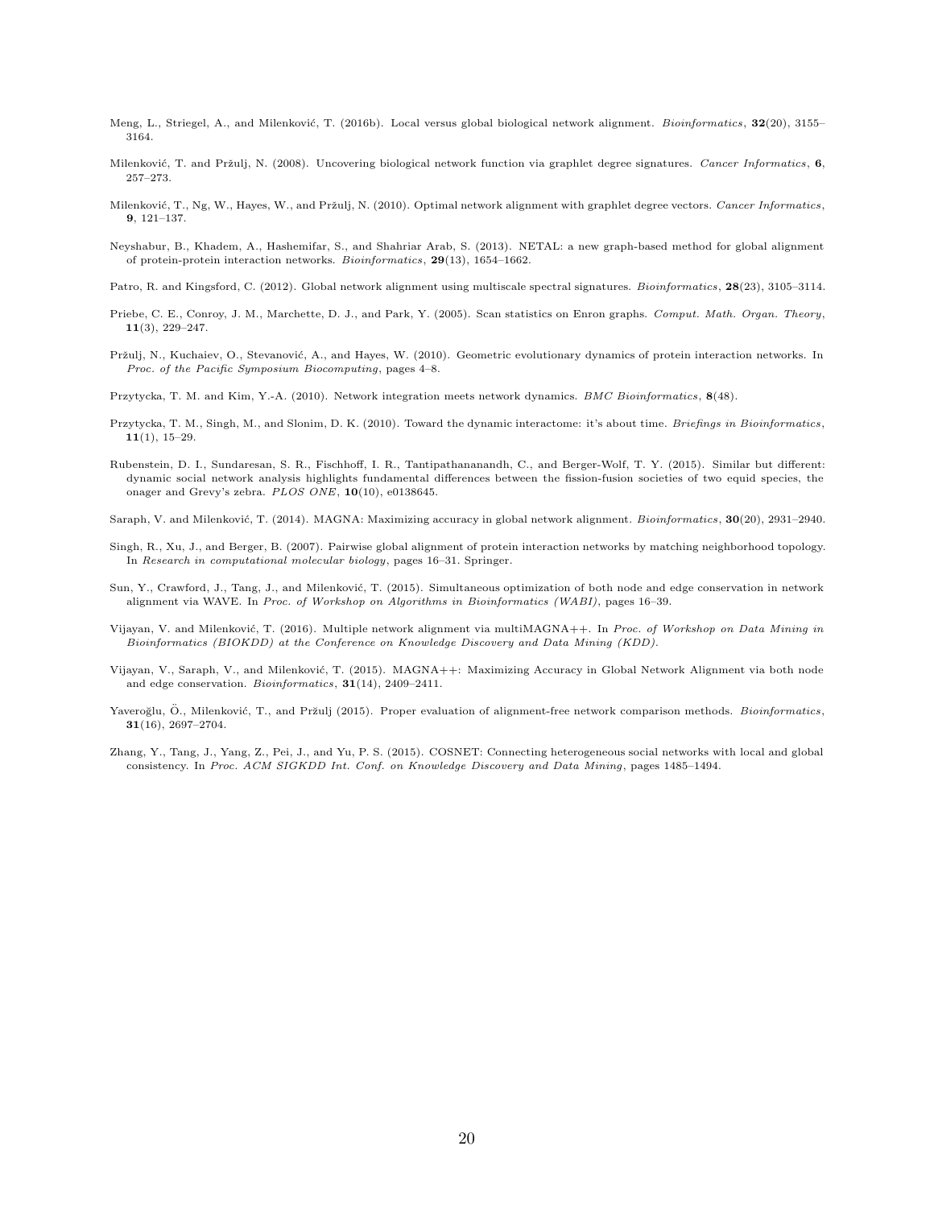Meng, L., Striegel, A., and Milenković, T. (2016b). Local versus global biological network alignment. *Bioinformatics*, **32**(20), 3155–3164.

Milenković, T. and Pržulj, N. (2008). Uncovering biological network function via graphlet degree signatures. *Cancer Informatics*, **6**, 257–273.

Milenković, T., Ng, W., Hayes, W., and Pržulj, N. (2010). Optimal network alignment with graphlet degree vectors. *Cancer Informatics*, **9**, 121–137.

Neyshabur, B., Khadem, A., Hashemifar, S., and Shahriar Arab, S. (2013). NETAL: a new graph-based method for global alignment of protein-protein interaction networks. *Bioinformatics*, **29**(13), 1654–1662.

Patro, R. and Kingsford, C. (2012). Global network alignment using multiscale spectral signatures. *Bioinformatics*, **28**(23), 3105–3114.

Priebe, C. E., Conroy, J. M., Marchette, D. J., and Park, Y. (2005). Scan statistics on Enron graphs. *Comput. Math. Organ. Theory*, **11**(3), 229–247.

Pržulj, N., Kuchaiev, O., Stevanović, A., and Hayes, W. (2010). Geometric evolutionary dynamics of protein interaction networks. In *Proc. of the Pacific Symposium Biocomputing*, pages 4–8.

Przytycka, T. M. and Kim, Y.-A. (2010). Network integration meets network dynamics. *BMC Bioinformatics*, **8**(48).

Przytycka, T. M., Singh, M., and Slonim, D. K. (2010). Toward the dynamic interactome: it's about time. *Briefings in Bioinformatics*, **11**(1), 15–29.

Rubenstein, D. I., Sundaresan, S. R., Fischhoff, I. R., Tantipathananandh, C., and Berger-Wolf, T. Y. (2015). Similar but different: dynamic social network analysis highlights fundamental differences between the fission-fusion societies of two equid species, the onager and Grevy's zebra. *PLOS ONE*, **10**(10), e0138645.

Saraph, V. and Milenković, T. (2014). MAGNA: Maximizing accuracy in global network alignment. *Bioinformatics*, **30**(20), 2931–2940.

Singh, R., Xu, J., and Berger, B. (2007). Pairwise global alignment of protein interaction networks by matching neighborhood topology. In *Research in computational molecular biology*, pages 16–31. Springer.

Sun, Y., Crawford, J., Tang, J., and Milenković, T. (2015). Simultaneous optimization of both node and edge conservation in network alignment via WAVE. In *Proc. of Workshop on Algorithms in Bioinformatics (WABI)*, pages 16–39.

Vijayan, V. and Milenković, T. (2016). Multiple network alignment via multiMAGNA++. In *Proc. of Workshop on Data Mining in Bioinformatics (BIOKDD) at the Conference on Knowledge Discovery and Data Mining (KDD).*

Vijayan, V., Saraph, V., and Milenković, T. (2015). MAGNA++: Maximizing Accuracy in Global Network Alignment via both node and edge conservation. *Bioinformatics*, **31**(14), 2409–2411.

Yaveroğlu, Ö., Milenković, T., and Pržulj (2015). Proper evaluation of alignment-free network comparison methods. *Bioinformatics*, **31**(16), 2697–2704.

Zhang, Y., Tang, J., Yang, Z., Pei, J., and Yu, P. S. (2015). COSNET: Connecting heterogeneous social networks with local and global consistency. In *Proc. ACM SIGKDD Int. Conf. on Knowledge Discovery and Data Mining*, pages 1485–1494.